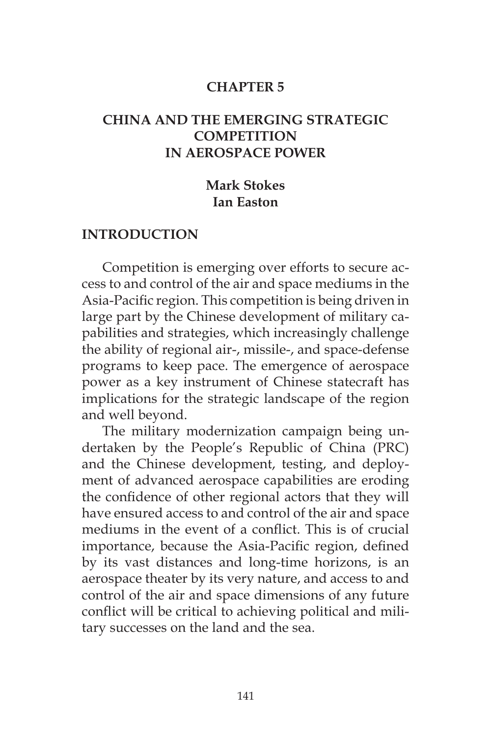# CHAPTER 5

# CHINA AND THE EMERGING STRATEGIC COMPETITION IN AEROSPACE POWER

**Mark Stokes**
**Ian Easton**

## INTRODUCTION

Competition is emerging over efforts to secure access to and control of the air and space mediums in the Asia-Pacific region. This competition is being driven in large part by the Chinese development of military capabilities and strategies, which increasingly challenge the ability of regional air-, missile-, and space-defense programs to keep pace. The emergence of aerospace power as a key instrument of Chinese statecraft has implications for the strategic landscape of the region and well beyond.

The military modernization campaign being undertaken by the People's Republic of China (PRC) and the Chinese development, testing, and deployment of advanced aerospace capabilities are eroding the confidence of other regional actors that they will have ensured access to and control of the air and space mediums in the event of a conflict. This is of crucial importance, because the Asia-Pacific region, defined by its vast distances and long-time horizons, is an aerospace theater by its very nature, and access to and control of the air and space dimensions of any future conflict will be critical to achieving political and military successes on the land and the sea.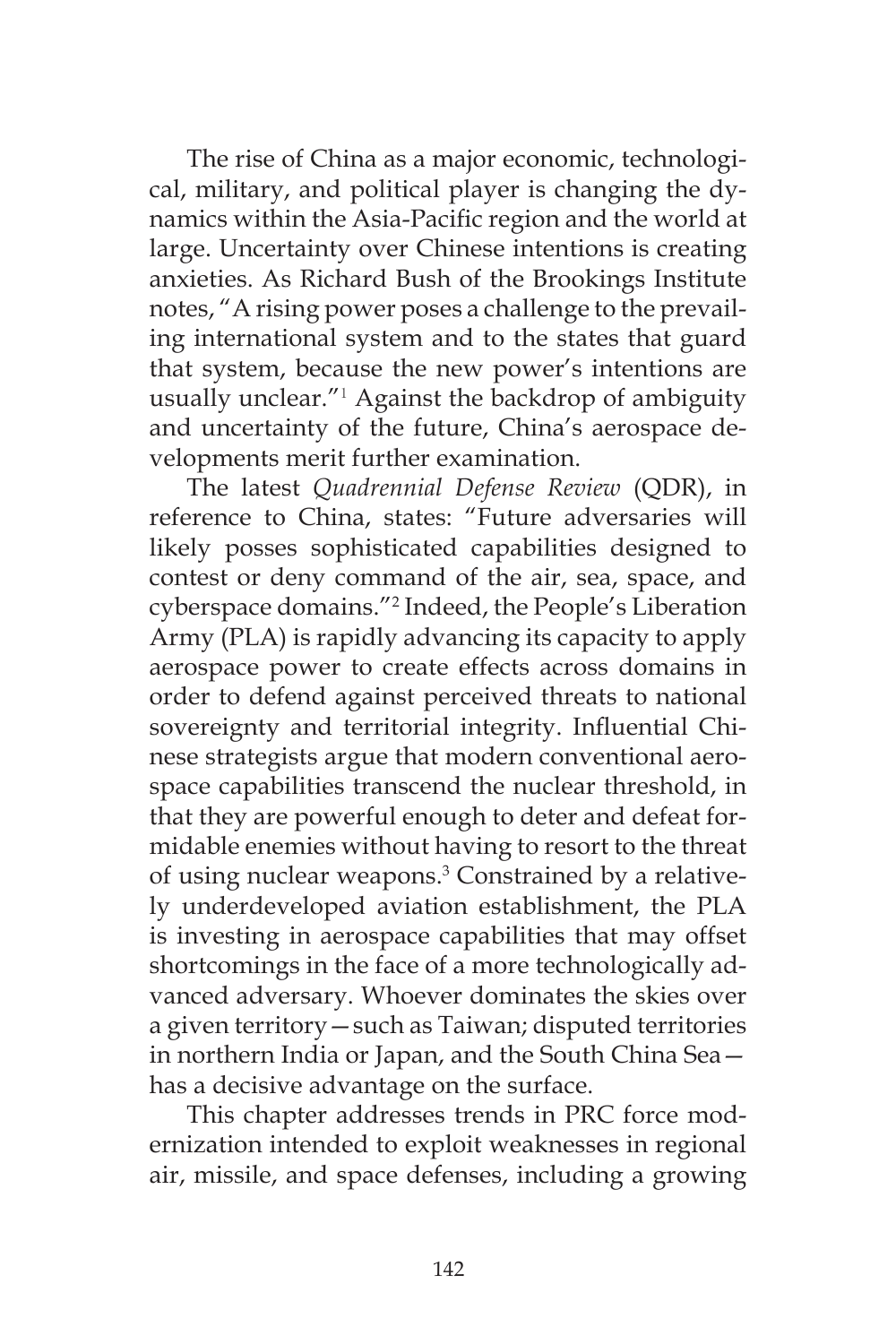The rise of China as a major economic, technological, military, and political player is changing the dynamics within the Asia-Pacific region and the world at large. Uncertainty over Chinese intentions is creating anxieties. As Richard Bush of the Brookings Institute notes, "A rising power poses a challenge to the prevailing international system and to the states that guard that system, because the new power's intentions are usually unclear."[1] Against the backdrop of ambiguity and uncertainty of the future, China's aerospace developments merit further examination.

The latest *Quadrennial Defense Review* (QDR), in reference to China, states: "Future adversaries will likely posses sophisticated capabilities designed to contest or deny command of the air, sea, space, and cyberspace domains."[2] Indeed, the People's Liberation Army (PLA) is rapidly advancing its capacity to apply aerospace power to create effects across domains in order to defend against perceived threats to national sovereignty and territorial integrity. Influential Chinese strategists argue that modern conventional aerospace capabilities transcend the nuclear threshold, in that they are powerful enough to deter and defeat formidable enemies without having to resort to the threat of using nuclear weapons.[3] Constrained by a relatively underdeveloped aviation establishment, the PLA is investing in aerospace capabilities that may offset shortcomings in the face of a more technologically advanced adversary. Whoever dominates the skies over a given territory—such as Taiwan; disputed territories in northern India or Japan, and the South China Sea—has a decisive advantage on the surface.

This chapter addresses trends in PRC force modernization intended to exploit weaknesses in regional air, missile, and space defenses, including a growing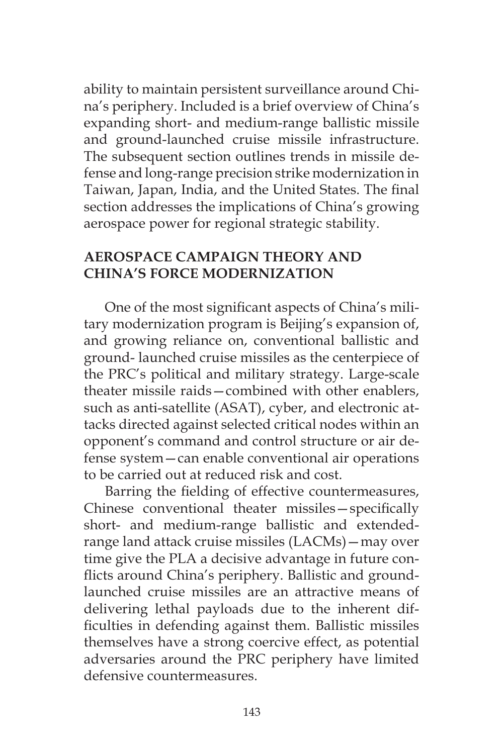ability to maintain persistent surveillance around China's periphery. Included is a brief overview of China's expanding short- and medium-range ballistic missile and ground-launched cruise missile infrastructure. The subsequent section outlines trends in missile defense and long-range precision strike modernization in Taiwan, Japan, India, and the United States. The final section addresses the implications of China's growing aerospace power for regional strategic stability.

## AEROSPACE CAMPAIGN THEORY AND CHINA'S FORCE MODERNIZATION

One of the most significant aspects of China's military modernization program is Beijing's expansion of, and growing reliance on, conventional ballistic and ground- launched cruise missiles as the centerpiece of the PRC's political and military strategy. Large-scale theater missile raids—combined with other enablers, such as anti-satellite (ASAT), cyber, and electronic attacks directed against selected critical nodes within an opponent's command and control structure or air defense system—can enable conventional air operations to be carried out at reduced risk and cost.

Barring the fielding of effective countermeasures, Chinese conventional theater missiles—specifically short- and medium-range ballistic and extended-range land attack cruise missiles (LACMs)—may over time give the PLA a decisive advantage in future conflicts around China's periphery. Ballistic and ground-launched cruise missiles are an attractive means of delivering lethal payloads due to the inherent difficulties in defending against them. Ballistic missiles themselves have a strong coercive effect, as potential adversaries around the PRC periphery have limited defensive countermeasures.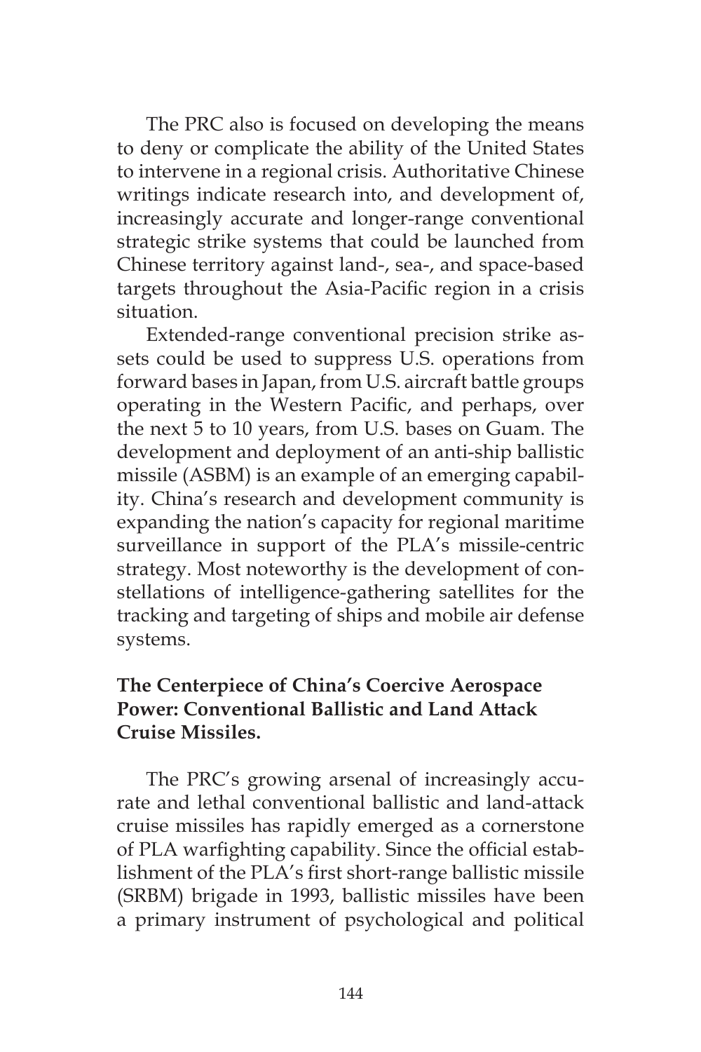The PRC also is focused on developing the means to deny or complicate the ability of the United States to intervene in a regional crisis. Authoritative Chinese writings indicate research into, and development of, increasingly accurate and longer-range conventional strategic strike systems that could be launched from Chinese territory against land-, sea-, and space-based targets throughout the Asia-Pacific region in a crisis situation.

Extended-range conventional precision strike assets could be used to suppress U.S. operations from forward bases in Japan, from U.S. aircraft battle groups operating in the Western Pacific, and perhaps, over the next 5 to 10 years, from U.S. bases on Guam. The development and deployment of an anti-ship ballistic missile (ASBM) is an example of an emerging capability. China's research and development community is expanding the nation's capacity for regional maritime surveillance in support of the PLA's missile-centric strategy. Most noteworthy is the development of constellations of intelligence-gathering satellites for the tracking and targeting of ships and mobile air defense systems.

### The Centerpiece of China's Coercive Aerospace Power: Conventional Ballistic and Land Attack Cruise Missiles.

The PRC's growing arsenal of increasingly accurate and lethal conventional ballistic and land-attack cruise missiles has rapidly emerged as a cornerstone of PLA warfighting capability. Since the official establishment of the PLA's first short-range ballistic missile (SRBM) brigade in 1993, ballistic missiles have been a primary instrument of psychological and political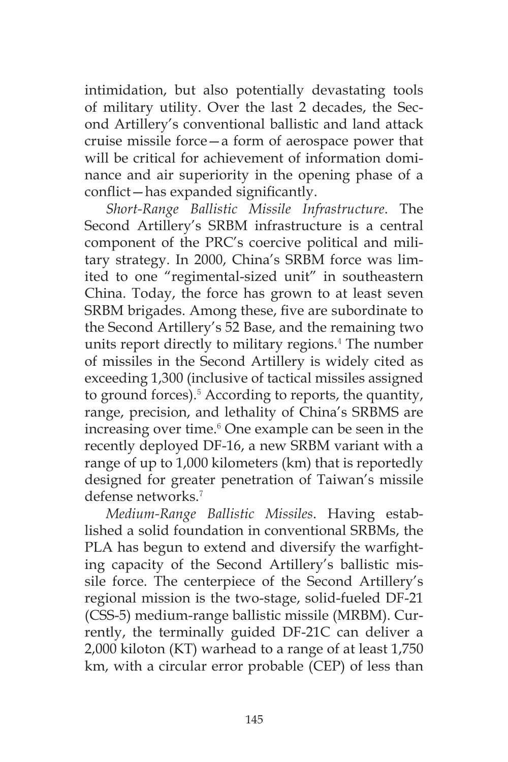intimidation, but also potentially devastating tools of military utility. Over the last 2 decades, the Second Artillery's conventional ballistic and land attack cruise missile force—a form of aerospace power that will be critical for achievement of information dominance and air superiority in the opening phase of a conflict—has expanded significantly.

*Short-Range Ballistic Missile Infrastructure*. The Second Artillery's SRBM infrastructure is a central component of the PRC's coercive political and military strategy. In 2000, China's SRBM force was limited to one "regimental-sized unit" in southeastern China. Today, the force has grown to at least seven SRBM brigades. Among these, five are subordinate to the Second Artillery's 52 Base, and the remaining two units report directly to military regions.[4] The number of missiles in the Second Artillery is widely cited as exceeding 1,300 (inclusive of tactical missiles assigned to ground forces).[5] According to reports, the quantity, range, precision, and lethality of China's SRBMS are increasing over time.[6] One example can be seen in the recently deployed DF-16, a new SRBM variant with a range of up to 1,000 kilometers (km) that is reportedly designed for greater penetration of Taiwan's missile defense networks.[7]

*Medium-Range Ballistic Missiles*. Having established a solid foundation in conventional SRBMs, the PLA has begun to extend and diversify the warfighting capacity of the Second Artillery's ballistic missile force. The centerpiece of the Second Artillery's regional mission is the two-stage, solid-fueled DF-21 (CSS-5) medium-range ballistic missile (MRBM). Currently, the terminally guided DF-21C can deliver a 2,000 kiloton (KT) warhead to a range of at least 1,750 km, with a circular error probable (CEP) of less than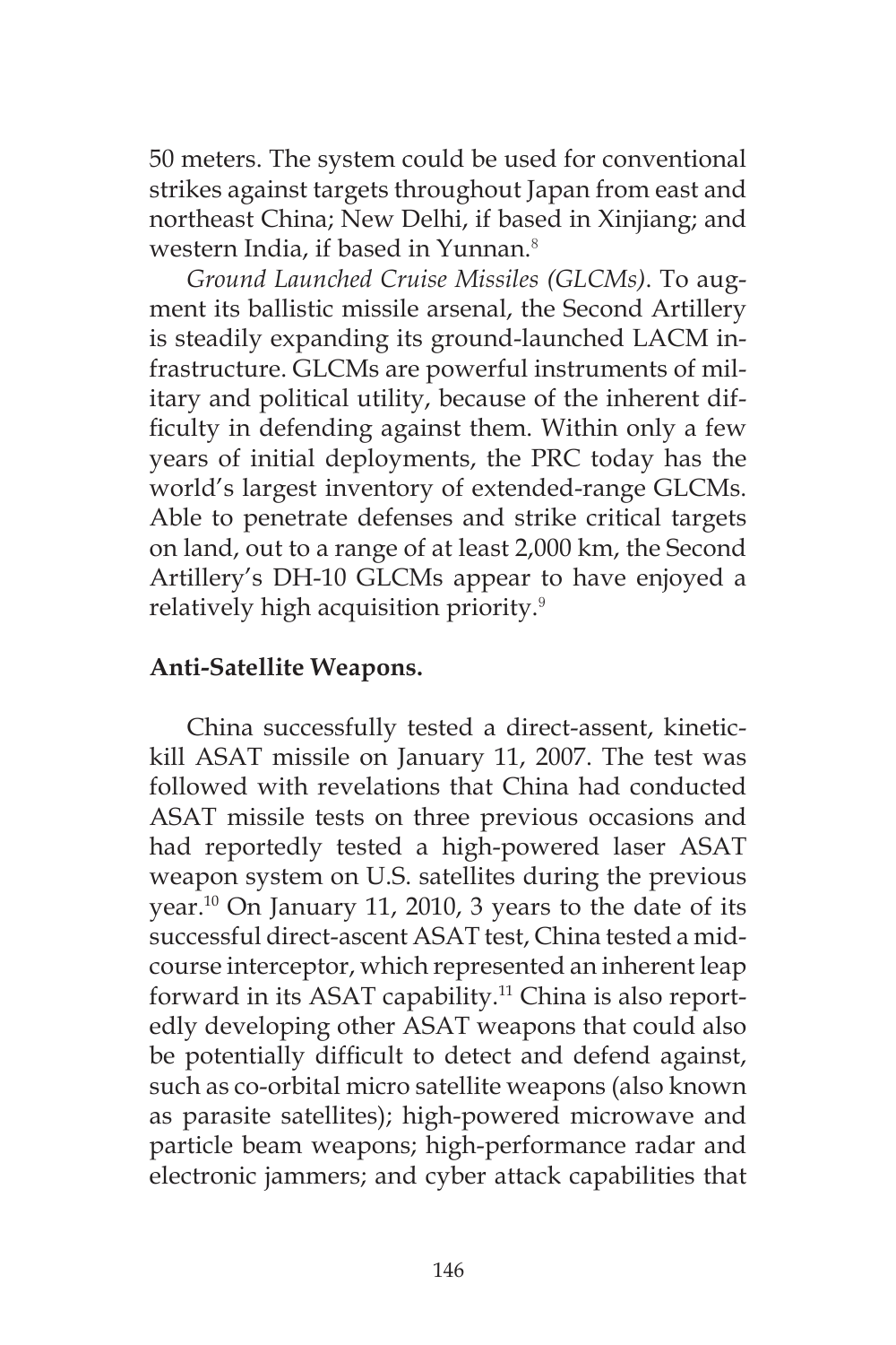50 meters. The system could be used for conventional strikes against targets throughout Japan from east and northeast China; New Delhi, if based in Xinjiang; and western India, if based in Yunnan.[8]

*Ground Launched Cruise Missiles (GLCMs)*. To augment its ballistic missile arsenal, the Second Artillery is steadily expanding its ground-launched LACM infrastructure. GLCMs are powerful instruments of military and political utility, because of the inherent difficulty in defending against them. Within only a few years of initial deployments, the PRC today has the world's largest inventory of extended-range GLCMs. Able to penetrate defenses and strike critical targets on land, out to a range of at least 2,000 km, the Second Artillery's DH-10 GLCMs appear to have enjoyed a relatively high acquisition priority.[9]

**Anti-Satellite Weapons.**

China successfully tested a direct-assent, kinetic-kill ASAT missile on January 11, 2007. The test was followed with revelations that China had conducted ASAT missile tests on three previous occasions and had reportedly tested a high-powered laser ASAT weapon system on U.S. satellites during the previous year.[10] On January 11, 2010, 3 years to the date of its successful direct-ascent ASAT test, China tested a mid-course interceptor, which represented an inherent leap forward in its ASAT capability.[11] China is also reportedly developing other ASAT weapons that could also be potentially difficult to detect and defend against, such as co-orbital micro satellite weapons (also known as parasite satellites); high-powered microwave and particle beam weapons; high-performance radar and electronic jammers; and cyber attack capabilities that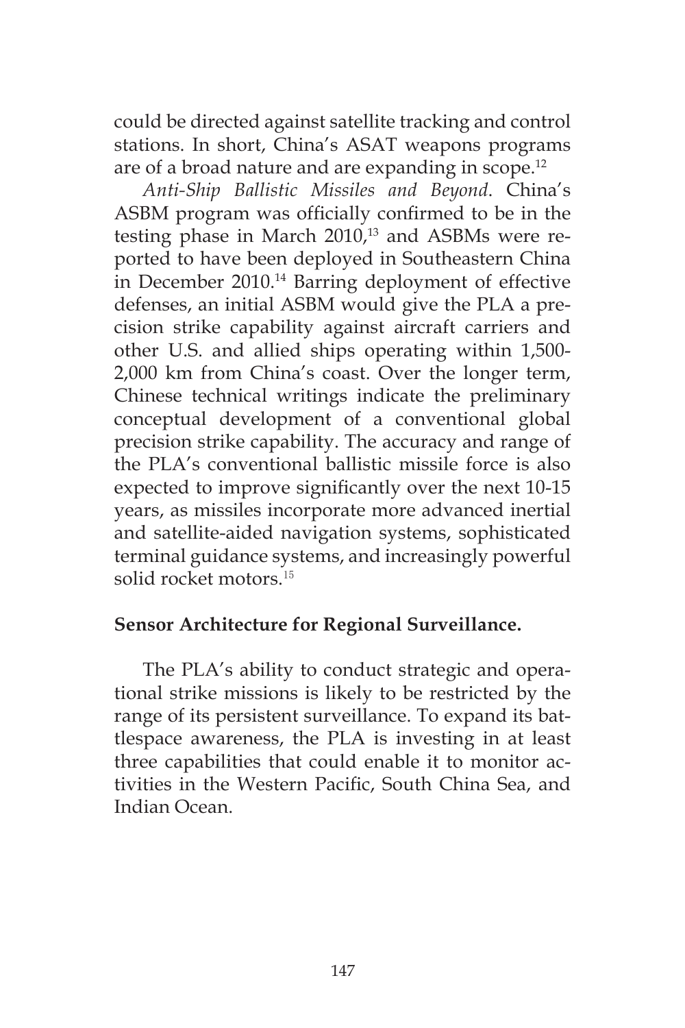could be directed against satellite tracking and control stations. In short, China's ASAT weapons programs are of a broad nature and are expanding in scope.[12]

*Anti-Ship Ballistic Missiles and Beyond*. China's ASBM program was officially confirmed to be in the testing phase in March 2010,[13] and ASBMs were reported to have been deployed in Southeastern China in December 2010.[14] Barring deployment of effective defenses, an initial ASBM would give the PLA a precision strike capability against aircraft carriers and other U.S. and allied ships operating within 1,500-2,000 km from China's coast. Over the longer term, Chinese technical writings indicate the preliminary conceptual development of a conventional global precision strike capability. The accuracy and range of the PLA's conventional ballistic missile force is also expected to improve significantly over the next 10-15 years, as missiles incorporate more advanced inertial and satellite-aided navigation systems, sophisticated terminal guidance systems, and increasingly powerful solid rocket motors.[15]

**Sensor Architecture for Regional Surveillance.**

The PLA's ability to conduct strategic and operational strike missions is likely to be restricted by the range of its persistent surveillance. To expand its battlespace awareness, the PLA is investing in at least three capabilities that could enable it to monitor activities in the Western Pacific, South China Sea, and Indian Ocean.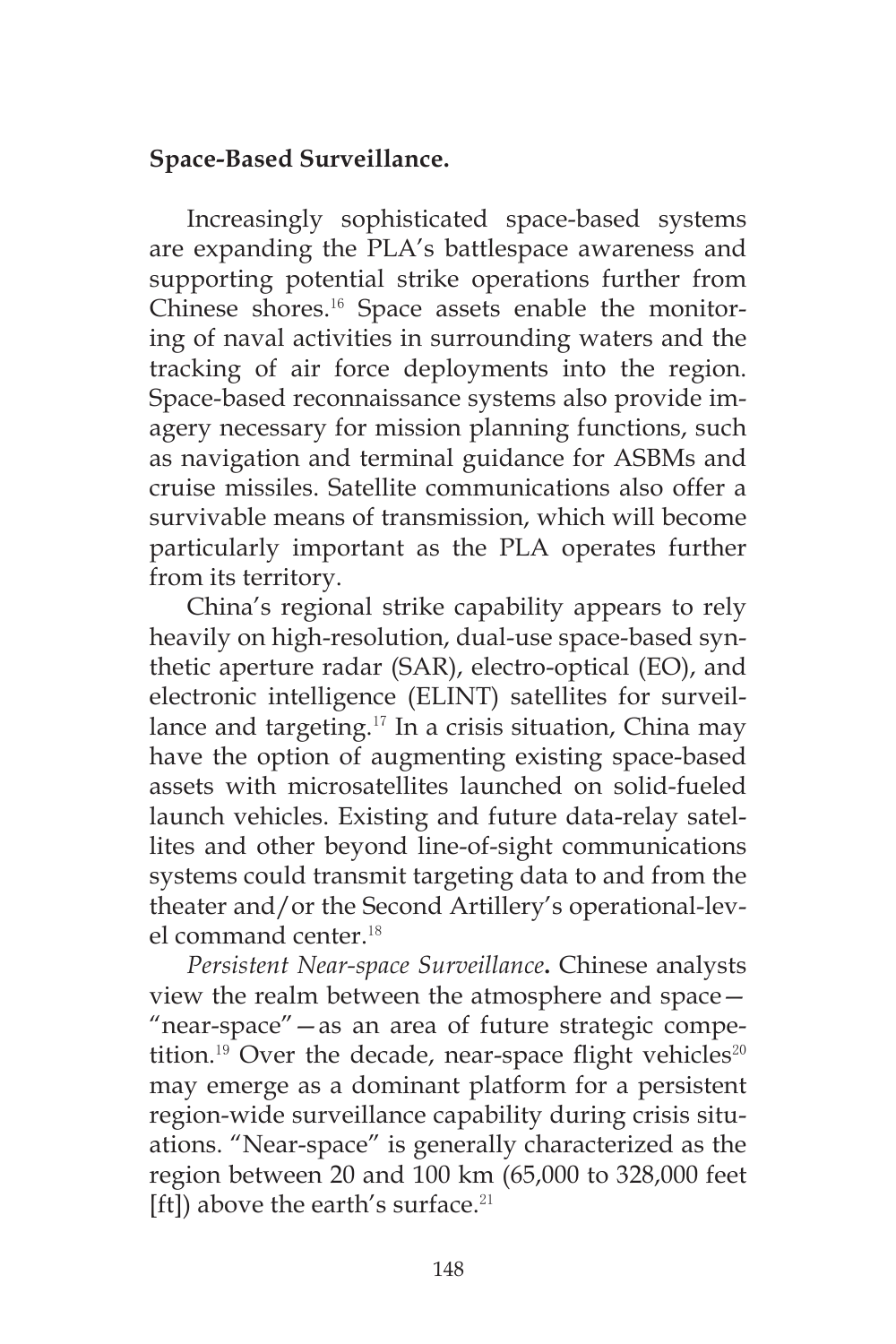**Space-Based Surveillance.**

Increasingly sophisticated space-based systems are expanding the PLA's battlespace awareness and supporting potential strike operations further from Chinese shores.[16] Space assets enable the monitoring of naval activities in surrounding waters and the tracking of air force deployments into the region. Space-based reconnaissance systems also provide imagery necessary for mission planning functions, such as navigation and terminal guidance for ASBMs and cruise missiles. Satellite communications also offer a survivable means of transmission, which will become particularly important as the PLA operates further from its territory.

China's regional strike capability appears to rely heavily on high-resolution, dual-use space-based synthetic aperture radar (SAR), electro-optical (EO), and electronic intelligence (ELINT) satellites for surveillance and targeting.[17] In a crisis situation, China may have the option of augmenting existing space-based assets with microsatellites launched on solid-fueled launch vehicles. Existing and future data-relay satellites and other beyond line-of-sight communications systems could transmit targeting data to and from the theater and/or the Second Artillery's operational-level command center.[18]

*Persistent Near-space Surveillance***.** Chinese analysts view the realm between the atmosphere and space—"near-space"—as an area of future strategic competition.[19] Over the decade, near-space flight vehicles[20] may emerge as a dominant platform for a persistent region-wide surveillance capability during crisis situations. "Near-space" is generally characterized as the region between 20 and 100 km (65,000 to 328,000 feet [ft]) above the earth's surface.[21]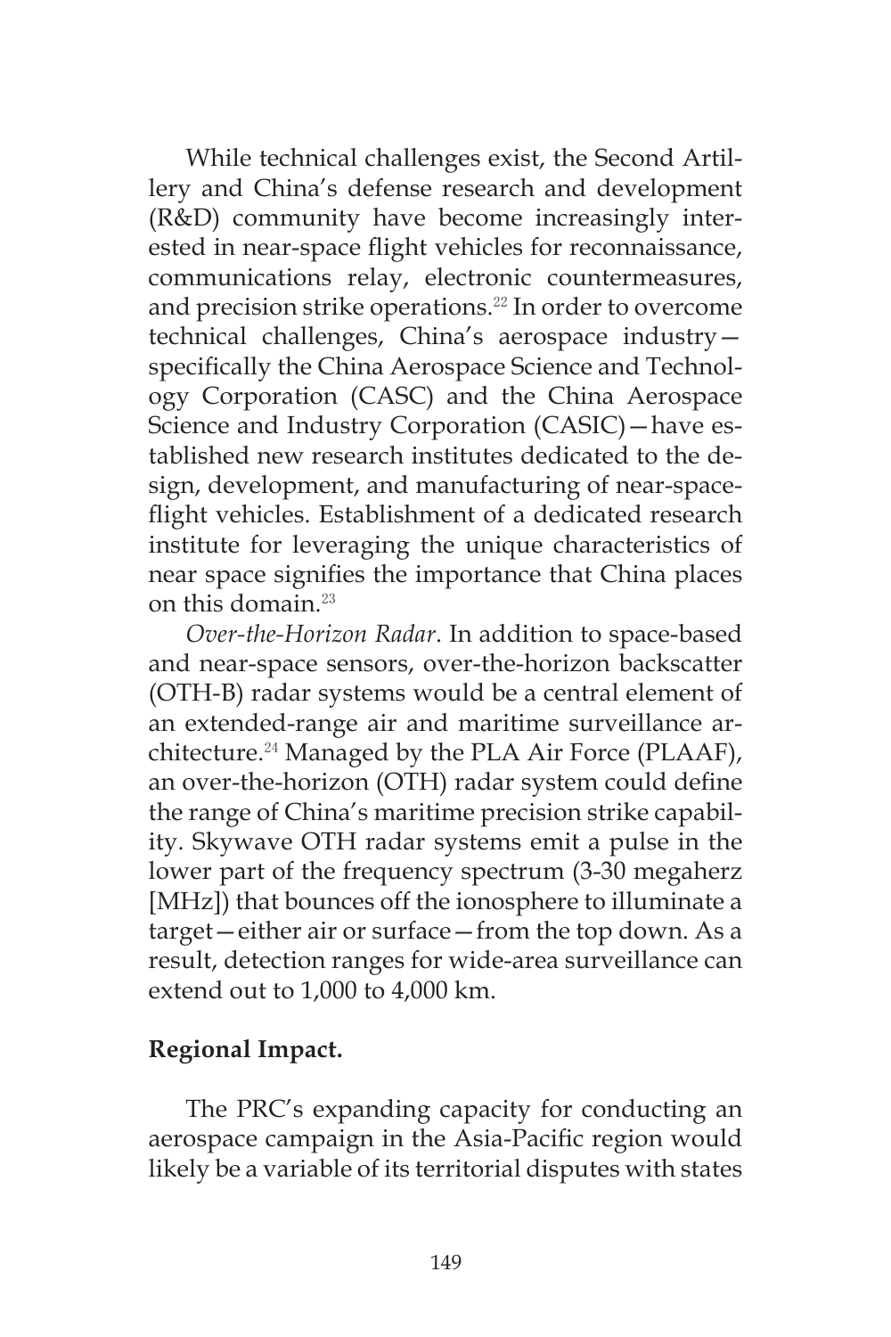While technical challenges exist, the Second Artillery and China's defense research and development (R&D) community have become increasingly interested in near-space flight vehicles for reconnaissance, communications relay, electronic countermeasures, and precision strike operations.[22] In order to overcome technical challenges, China's aerospace industry—specifically the China Aerospace Science and Technology Corporation (CASC) and the China Aerospace Science and Industry Corporation (CASIC)—have established new research institutes dedicated to the design, development, and manufacturing of near-space-flight vehicles. Establishment of a dedicated research institute for leveraging the unique characteristics of near space signifies the importance that China places on this domain.[23]

*Over-the-Horizon Radar*. In addition to space-based and near-space sensors, over-the-horizon backscatter (OTH-B) radar systems would be a central element of an extended-range air and maritime surveillance architecture.[24] Managed by the PLA Air Force (PLAAF), an over-the-horizon (OTH) radar system could define the range of China's maritime precision strike capability. Skywave OTH radar systems emit a pulse in the lower part of the frequency spectrum (3-30 megaherz [MHz]) that bounces off the ionosphere to illuminate a target—either air or surface—from the top down. As a result, detection ranges for wide-area surveillance can extend out to 1,000 to 4,000 km.

**Regional Impact.**

The PRC's expanding capacity for conducting an aerospace campaign in the Asia-Pacific region would likely be a variable of its territorial disputes with states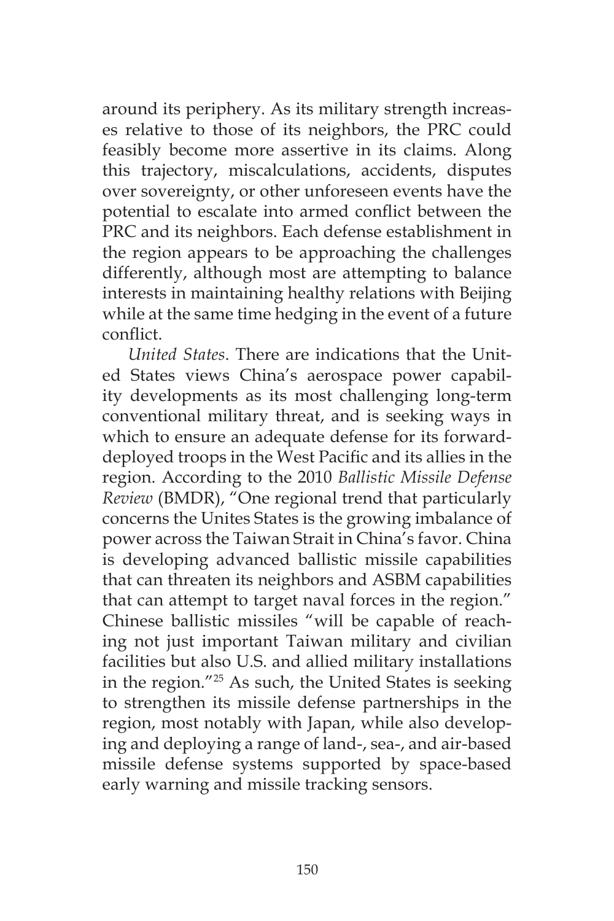around its periphery. As its military strength increases relative to those of its neighbors, the PRC could feasibly become more assertive in its claims. Along this trajectory, miscalculations, accidents, disputes over sovereignty, or other unforeseen events have the potential to escalate into armed conflict between the PRC and its neighbors. Each defense establishment in the region appears to be approaching the challenges differently, although most are attempting to balance interests in maintaining healthy relations with Beijing while at the same time hedging in the event of a future conflict.

*United States*. There are indications that the United States views China's aerospace power capability developments as its most challenging long-term conventional military threat, and is seeking ways in which to ensure an adequate defense for its forward-deployed troops in the West Pacific and its allies in the region. According to the 2010 *Ballistic Missile Defense Review* (BMDR), "One regional trend that particularly concerns the Unites States is the growing imbalance of power across the Taiwan Strait in China's favor. China is developing advanced ballistic missile capabilities that can threaten its neighbors and ASBM capabilities that can attempt to target naval forces in the region." Chinese ballistic missiles "will be capable of reaching not just important Taiwan military and civilian facilities but also U.S. and allied military installations in the region."[25] As such, the United States is seeking to strengthen its missile defense partnerships in the region, most notably with Japan, while also developing and deploying a range of land-, sea-, and air-based missile defense systems supported by space-based early warning and missile tracking sensors.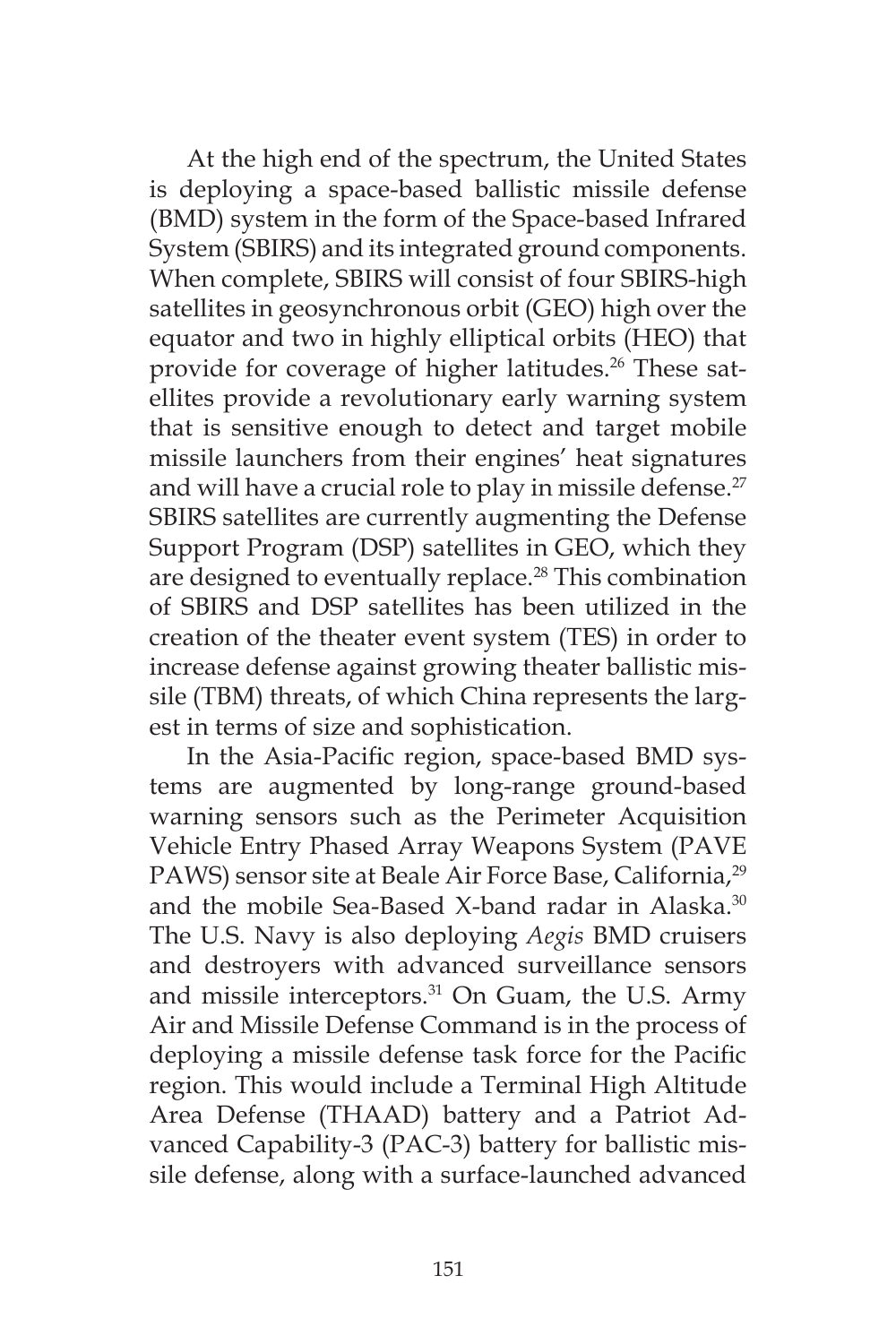At the high end of the spectrum, the United States is deploying a space-based ballistic missile defense (BMD) system in the form of the Space-based Infrared System (SBIRS) and its integrated ground components. When complete, SBIRS will consist of four SBIRS-high satellites in geosynchronous orbit (GEO) high over the equator and two in highly elliptical orbits (HEO) that provide for coverage of higher latitudes.[26] These satellites provide a revolutionary early warning system that is sensitive enough to detect and target mobile missile launchers from their engines' heat signatures and will have a crucial role to play in missile defense.[27] SBIRS satellites are currently augmenting the Defense Support Program (DSP) satellites in GEO, which they are designed to eventually replace.[28] This combination of SBIRS and DSP satellites has been utilized in the creation of the theater event system (TES) in order to increase defense against growing theater ballistic missile (TBM) threats, of which China represents the largest in terms of size and sophistication.

In the Asia-Pacific region, space-based BMD systems are augmented by long-range ground-based warning sensors such as the Perimeter Acquisition Vehicle Entry Phased Array Weapons System (PAVE PAWS) sensor site at Beale Air Force Base, California,[29] and the mobile Sea-Based X-band radar in Alaska.[30] The U.S. Navy is also deploying *Aegis* BMD cruisers and destroyers with advanced surveillance sensors and missile interceptors.[31] On Guam, the U.S. Army Air and Missile Defense Command is in the process of deploying a missile defense task force for the Pacific region. This would include a Terminal High Altitude Area Defense (THAAD) battery and a Patriot Advanced Capability-3 (PAC-3) battery for ballistic missile defense, along with a surface-launched advanced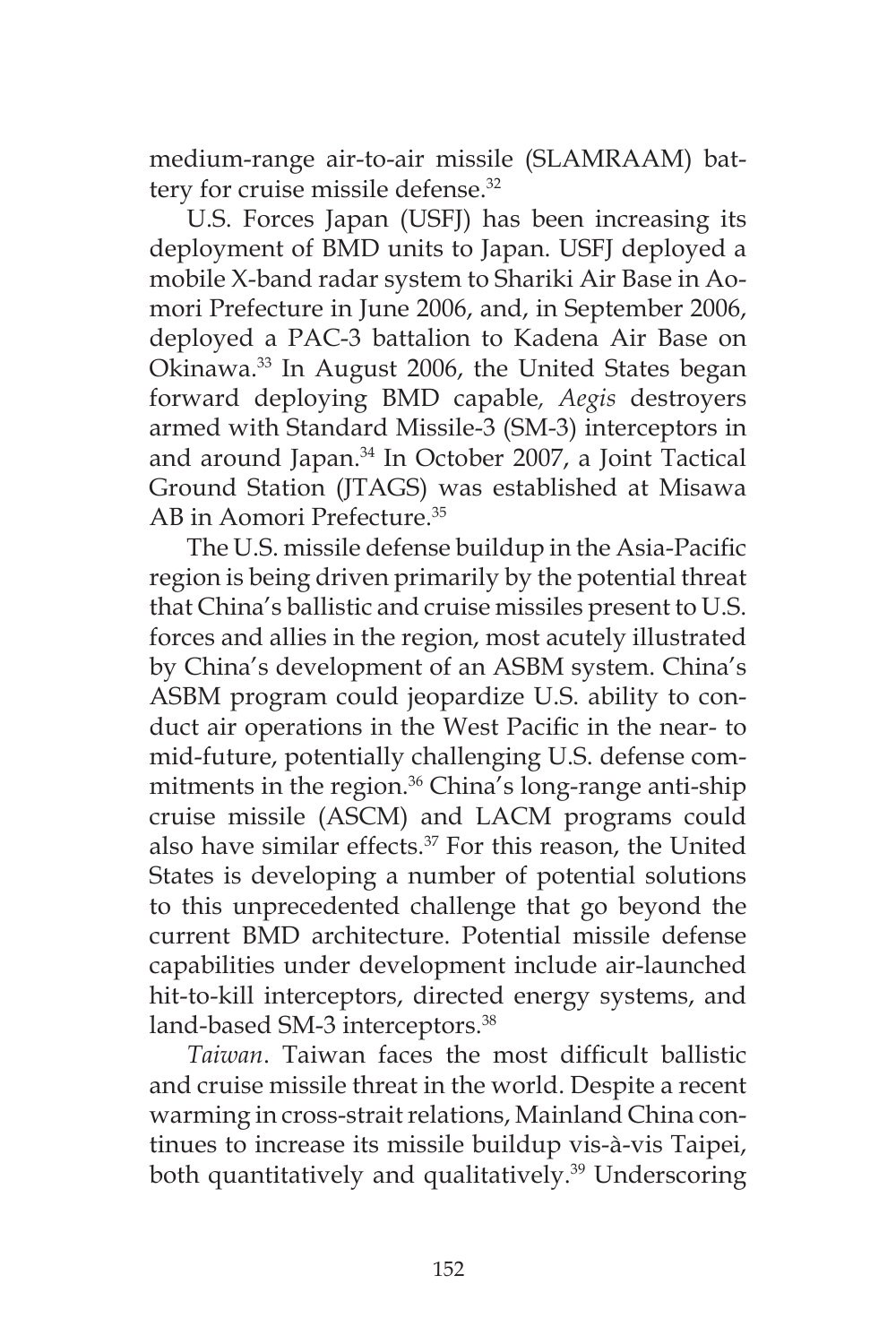medium-range air-to-air missile (SLAMRAAM) battery for cruise missile defense.[32]

U.S. Forces Japan (USFJ) has been increasing its deployment of BMD units to Japan. USFJ deployed a mobile X-band radar system to Shariki Air Base in Aomori Prefecture in June 2006, and, in September 2006, deployed a PAC-3 battalion to Kadena Air Base on Okinawa.[33] In August 2006, the United States began forward deploying BMD capable, *Aegis* destroyers armed with Standard Missile-3 (SM-3) interceptors in and around Japan.[34] In October 2007, a Joint Tactical Ground Station (JTAGS) was established at Misawa AB in Aomori Prefecture.[35]

The U.S. missile defense buildup in the Asia-Pacific region is being driven primarily by the potential threat that China's ballistic and cruise missiles present to U.S. forces and allies in the region, most acutely illustrated by China's development of an ASBM system. China's ASBM program could jeopardize U.S. ability to conduct air operations in the West Pacific in the near- to mid-future, potentially challenging U.S. defense commitments in the region.[36] China's long-range anti-ship cruise missile (ASCM) and LACM programs could also have similar effects.[37] For this reason, the United States is developing a number of potential solutions to this unprecedented challenge that go beyond the current BMD architecture. Potential missile defense capabilities under development include air-launched hit-to-kill interceptors, directed energy systems, and land-based SM-3 interceptors.[38]

*Taiwan*. Taiwan faces the most difficult ballistic and cruise missile threat in the world. Despite a recent warming in cross-strait relations, Mainland China continues to increase its missile buildup vis-à-vis Taipei, both quantitatively and qualitatively.[39] Underscoring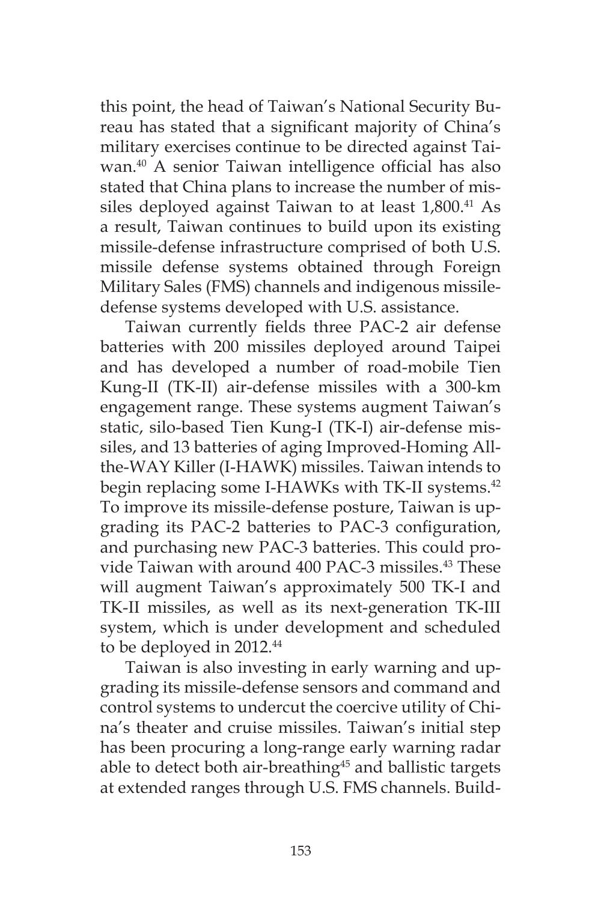this point, the head of Taiwan's National Security Bureau has stated that a significant majority of China's military exercises continue to be directed against Taiwan.[40] A senior Taiwan intelligence official has also stated that China plans to increase the number of missiles deployed against Taiwan to at least 1,800.[41] As a result, Taiwan continues to build upon its existing missile-defense infrastructure comprised of both U.S. missile defense systems obtained through Foreign Military Sales (FMS) channels and indigenous missile-defense systems developed with U.S. assistance.

Taiwan currently fields three PAC-2 air defense batteries with 200 missiles deployed around Taipei and has developed a number of road-mobile Tien Kung-II (TK-II) air-defense missiles with a 300-km engagement range. These systems augment Taiwan's static, silo-based Tien Kung-I (TK-I) air-defense missiles, and 13 batteries of aging Improved-Homing All-the-WAY Killer (I-HAWK) missiles. Taiwan intends to begin replacing some I-HAWKs with TK-II systems.[42] To improve its missile-defense posture, Taiwan is upgrading its PAC-2 batteries to PAC-3 configuration, and purchasing new PAC-3 batteries. This could provide Taiwan with around 400 PAC-3 missiles.[43] These will augment Taiwan's approximately 500 TK-I and TK-II missiles, as well as its next-generation TK-III system, which is under development and scheduled to be deployed in 2012.[44]

Taiwan is also investing in early warning and upgrading its missile-defense sensors and command and control systems to undercut the coercive utility of China's theater and cruise missiles. Taiwan's initial step has been procuring a long-range early warning radar able to detect both air-breathing[45] and ballistic targets at extended ranges through U.S. FMS channels. Build-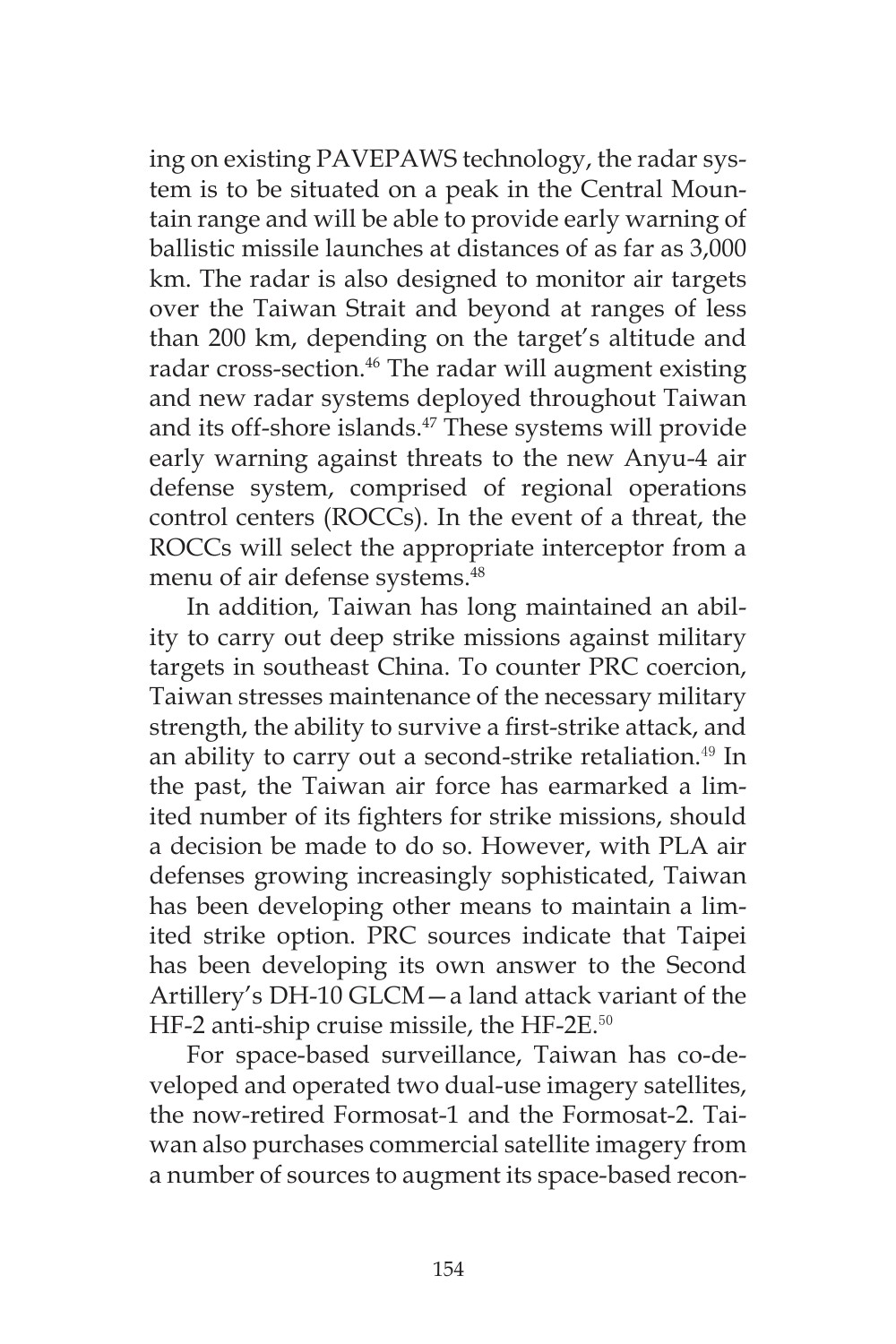ing on existing PAVEPAWS technology, the radar system is to be situated on a peak in the Central Mountain range and will be able to provide early warning of ballistic missile launches at distances of as far as 3,000 km. The radar is also designed to monitor air targets over the Taiwan Strait and beyond at ranges of less than 200 km, depending on the target's altitude and radar cross-section.[46] The radar will augment existing and new radar systems deployed throughout Taiwan and its off-shore islands.[47] These systems will provide early warning against threats to the new Anyu-4 air defense system, comprised of regional operations control centers (ROCCs). In the event of a threat, the ROCCs will select the appropriate interceptor from a menu of air defense systems.[48]

In addition, Taiwan has long maintained an ability to carry out deep strike missions against military targets in southeast China. To counter PRC coercion, Taiwan stresses maintenance of the necessary military strength, the ability to survive a first-strike attack, and an ability to carry out a second-strike retaliation.[49] In the past, the Taiwan air force has earmarked a limited number of its fighters for strike missions, should a decision be made to do so. However, with PLA air defenses growing increasingly sophisticated, Taiwan has been developing other means to maintain a limited strike option. PRC sources indicate that Taipei has been developing its own answer to the Second Artillery's DH-10 GLCM—a land attack variant of the HF-2 anti-ship cruise missile, the HF-2E.[50]

For space-based surveillance, Taiwan has co-developed and operated two dual-use imagery satellites, the now-retired Formosat-1 and the Formosat-2. Taiwan also purchases commercial satellite imagery from a number of sources to augment its space-based recon-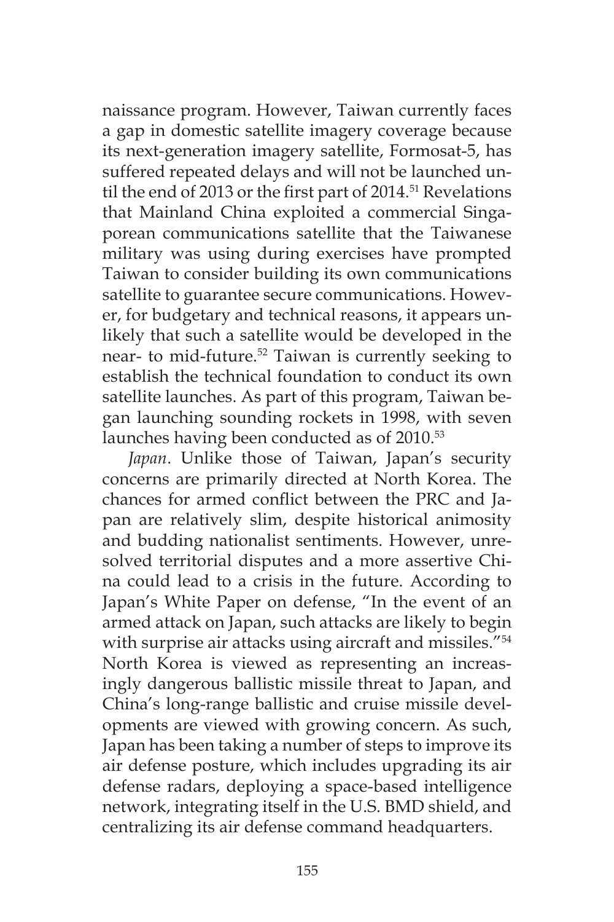naissance program. However, Taiwan currently faces a gap in domestic satellite imagery coverage because its next-generation imagery satellite, Formosat-5, has suffered repeated delays and will not be launched until the end of 2013 or the first part of 2014.[51] Revelations that Mainland China exploited a commercial Singaporean communications satellite that the Taiwanese military was using during exercises have prompted Taiwan to consider building its own communications satellite to guarantee secure communications. However, for budgetary and technical reasons, it appears unlikely that such a satellite would be developed in the near- to mid-future.[52] Taiwan is currently seeking to establish the technical foundation to conduct its own satellite launches. As part of this program, Taiwan began launching sounding rockets in 1998, with seven launches having been conducted as of 2010.[53]

*Japan*. Unlike those of Taiwan, Japan's security concerns are primarily directed at North Korea. The chances for armed conflict between the PRC and Japan are relatively slim, despite historical animosity and budding nationalist sentiments. However, unresolved territorial disputes and a more assertive China could lead to a crisis in the future. According to Japan's White Paper on defense, "In the event of an armed attack on Japan, such attacks are likely to begin with surprise air attacks using aircraft and missiles."[54] North Korea is viewed as representing an increasingly dangerous ballistic missile threat to Japan, and China's long-range ballistic and cruise missile developments are viewed with growing concern. As such, Japan has been taking a number of steps to improve its air defense posture, which includes upgrading its air defense radars, deploying a space-based intelligence network, integrating itself in the U.S. BMD shield, and centralizing its air defense command headquarters.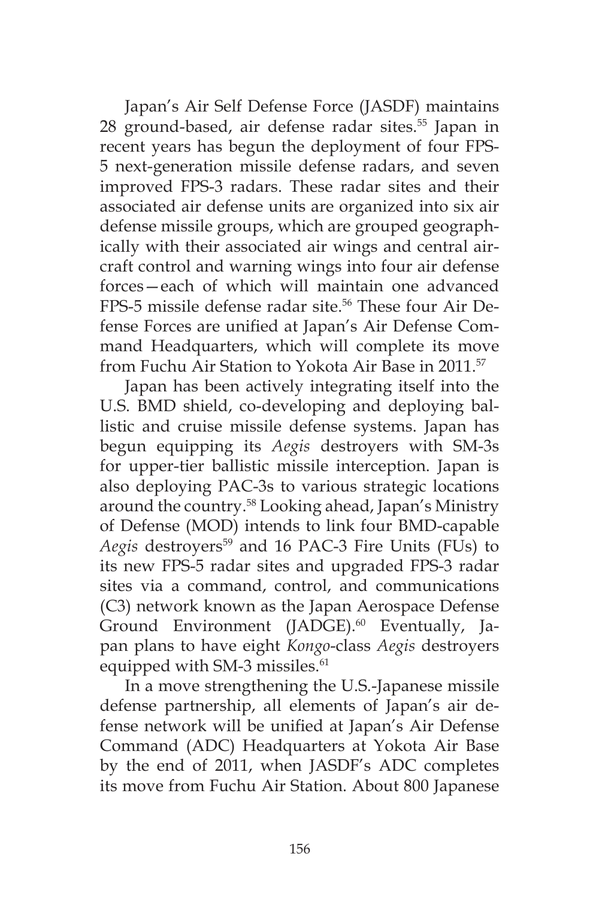Japan's Air Self Defense Force (JASDF) maintains 28 ground-based, air defense radar sites.[55] Japan in recent years has begun the deployment of four FPS-5 next-generation missile defense radars, and seven improved FPS-3 radars. These radar sites and their associated air defense units are organized into six air defense missile groups, which are grouped geographically with their associated air wings and central aircraft control and warning wings into four air defense forces—each of which will maintain one advanced FPS-5 missile defense radar site.[56] These four Air Defense Forces are unified at Japan's Air Defense Command Headquarters, which will complete its move from Fuchu Air Station to Yokota Air Base in 2011.[57]

Japan has been actively integrating itself into the U.S. BMD shield, co-developing and deploying ballistic and cruise missile defense systems. Japan has begun equipping its *Aegis* destroyers with SM-3s for upper-tier ballistic missile interception. Japan is also deploying PAC-3s to various strategic locations around the country.[58] Looking ahead, Japan's Ministry of Defense (MOD) intends to link four BMD-capable *Aegis* destroyers[59] and 16 PAC-3 Fire Units (FUs) to its new FPS-5 radar sites and upgraded FPS-3 radar sites via a command, control, and communications (C3) network known as the Japan Aerospace Defense Ground Environment (JADGE).[60] Eventually, Japan plans to have eight *Kongo*-class *Aegis* destroyers equipped with SM-3 missiles.[61]

In a move strengthening the U.S.-Japanese missile defense partnership, all elements of Japan's air defense network will be unified at Japan's Air Defense Command (ADC) Headquarters at Yokota Air Base by the end of 2011, when JASDF's ADC completes its move from Fuchu Air Station. About 800 Japanese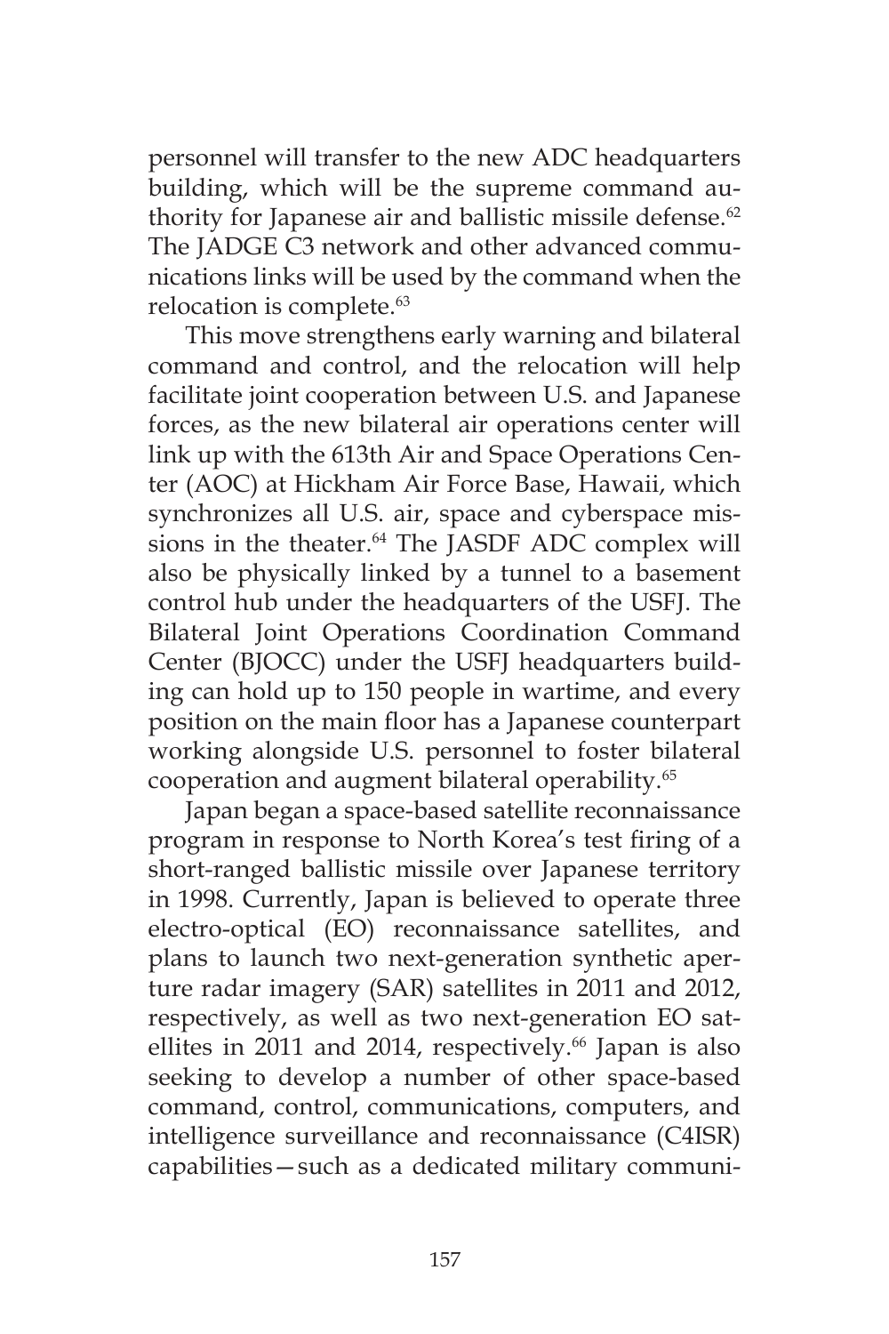personnel will transfer to the new ADC headquarters building, which will be the supreme command authority for Japanese air and ballistic missile defense.[62] The JADGE C3 network and other advanced communications links will be used by the command when the relocation is complete.[63]

This move strengthens early warning and bilateral command and control, and the relocation will help facilitate joint cooperation between U.S. and Japanese forces, as the new bilateral air operations center will link up with the 613th Air and Space Operations Center (AOC) at Hickham Air Force Base, Hawaii, which synchronizes all U.S. air, space and cyberspace missions in the theater.[64] The JASDF ADC complex will also be physically linked by a tunnel to a basement control hub under the headquarters of the USFJ. The Bilateral Joint Operations Coordination Command Center (BJOCC) under the USFJ headquarters building can hold up to 150 people in wartime, and every position on the main floor has a Japanese counterpart working alongside U.S. personnel to foster bilateral cooperation and augment bilateral operability.[65]

Japan began a space-based satellite reconnaissance program in response to North Korea's test firing of a short-ranged ballistic missile over Japanese territory in 1998. Currently, Japan is believed to operate three electro-optical (EO) reconnaissance satellites, and plans to launch two next-generation synthetic aperture radar imagery (SAR) satellites in 2011 and 2012, respectively, as well as two next-generation EO satellites in 2011 and 2014, respectively.[66] Japan is also seeking to develop a number of other space-based command, control, communications, computers, and intelligence surveillance and reconnaissance (C4ISR) capabilities—such as a dedicated military communi-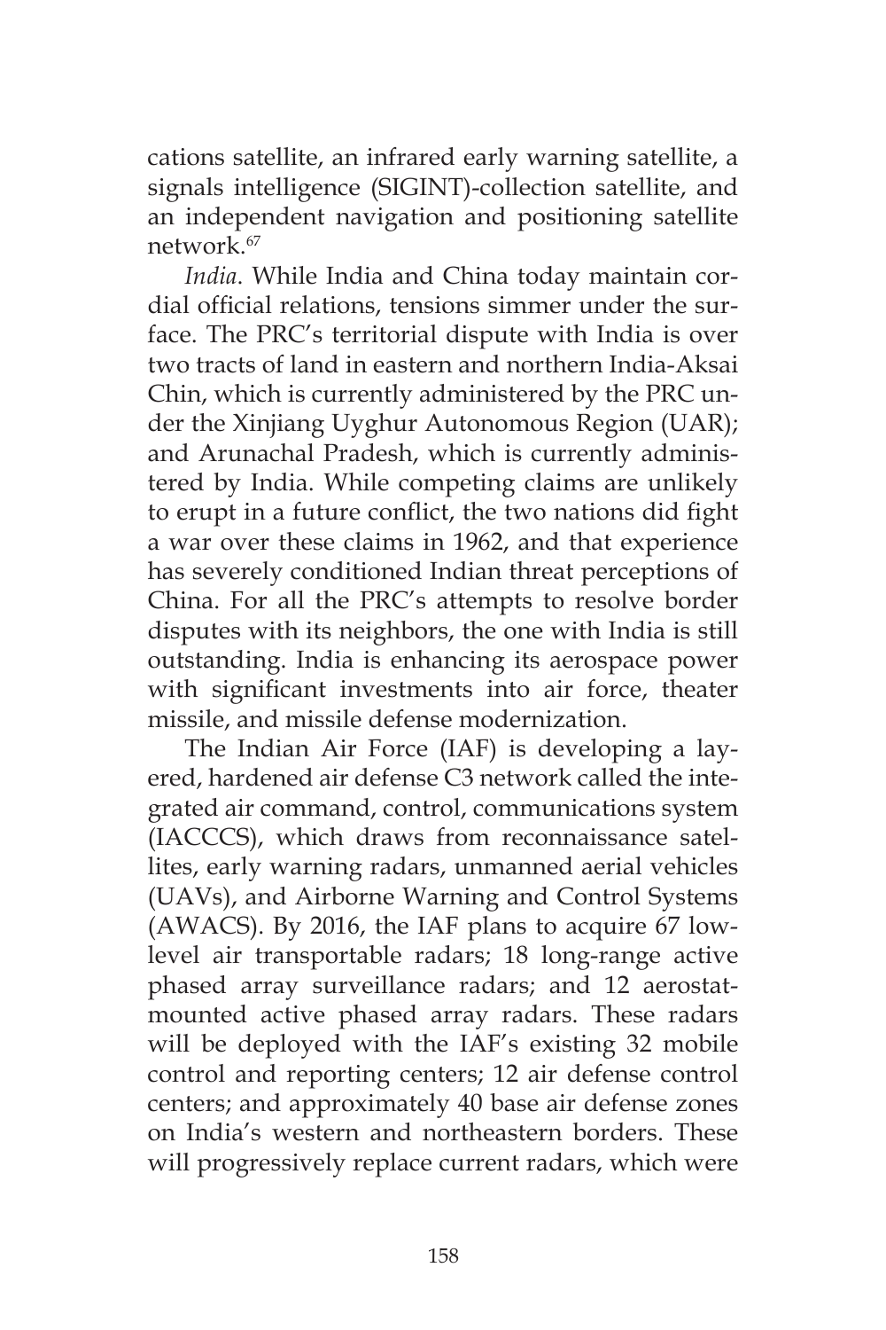cations satellite, an infrared early warning satellite, a signals intelligence (SIGINT)-collection satellite, and an independent navigation and positioning satellite network.[67]

*India*. While India and China today maintain cordial official relations, tensions simmer under the surface. The PRC's territorial dispute with India is over two tracts of land in eastern and northern India-Aksai Chin, which is currently administered by the PRC under the Xinjiang Uyghur Autonomous Region (UAR); and Arunachal Pradesh, which is currently administered by India. While competing claims are unlikely to erupt in a future conflict, the two nations did fight a war over these claims in 1962, and that experience has severely conditioned Indian threat perceptions of China. For all the PRC's attempts to resolve border disputes with its neighbors, the one with India is still outstanding. India is enhancing its aerospace power with significant investments into air force, theater missile, and missile defense modernization.

The Indian Air Force (IAF) is developing a layered, hardened air defense C3 network called the integrated air command, control, communications system (IACCCS), which draws from reconnaissance satellites, early warning radars, unmanned aerial vehicles (UAVs), and Airborne Warning and Control Systems (AWACS). By 2016, the IAF plans to acquire 67 low-level air transportable radars; 18 long-range active phased array surveillance radars; and 12 aerostat-mounted active phased array radars. These radars will be deployed with the IAF's existing 32 mobile control and reporting centers; 12 air defense control centers; and approximately 40 base air defense zones on India's western and northeastern borders. These will progressively replace current radars, which were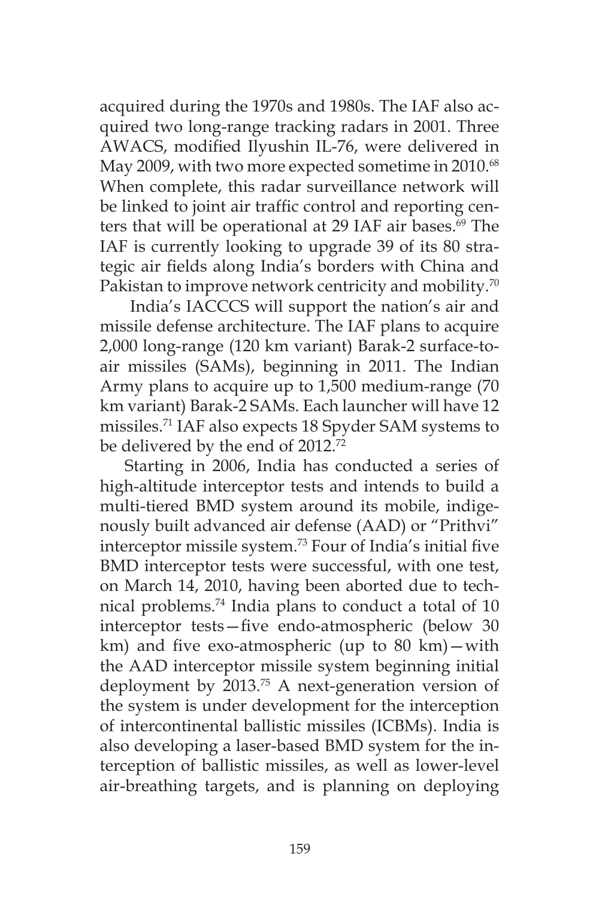acquired during the 1970s and 1980s. The IAF also acquired two long-range tracking radars in 2001. Three AWACS, modified Ilyushin IL-76, were delivered in May 2009, with two more expected sometime in 2010.[68] When complete, this radar surveillance network will be linked to joint air traffic control and reporting centers that will be operational at 29 IAF air bases.[69] The IAF is currently looking to upgrade 39 of its 80 strategic air fields along India's borders with China and Pakistan to improve network centricity and mobility.[70]

India's IACCCS will support the nation's air and missile defense architecture. The IAF plans to acquire 2,000 long-range (120 km variant) Barak-2 surface-to-air missiles (SAMs), beginning in 2011. The Indian Army plans to acquire up to 1,500 medium-range (70 km variant) Barak-2 SAMs. Each launcher will have 12 missiles.[71] IAF also expects 18 Spyder SAM systems to be delivered by the end of 2012.[72]

Starting in 2006, India has conducted a series of high-altitude interceptor tests and intends to build a multi-tiered BMD system around its mobile, indigenously built advanced air defense (AAD) or "Prithvi" interceptor missile system.[73] Four of India's initial five BMD interceptor tests were successful, with one test, on March 14, 2010, having been aborted due to technical problems.[74] India plans to conduct a total of 10 interceptor tests—five endo-atmospheric (below 30 km) and five exo-atmospheric (up to 80 km)—with the AAD interceptor missile system beginning initial deployment by 2013.[75] A next-generation version of the system is under development for the interception of intercontinental ballistic missiles (ICBMs). India is also developing a laser-based BMD system for the interception of ballistic missiles, as well as lower-level air-breathing targets, and is planning on deploying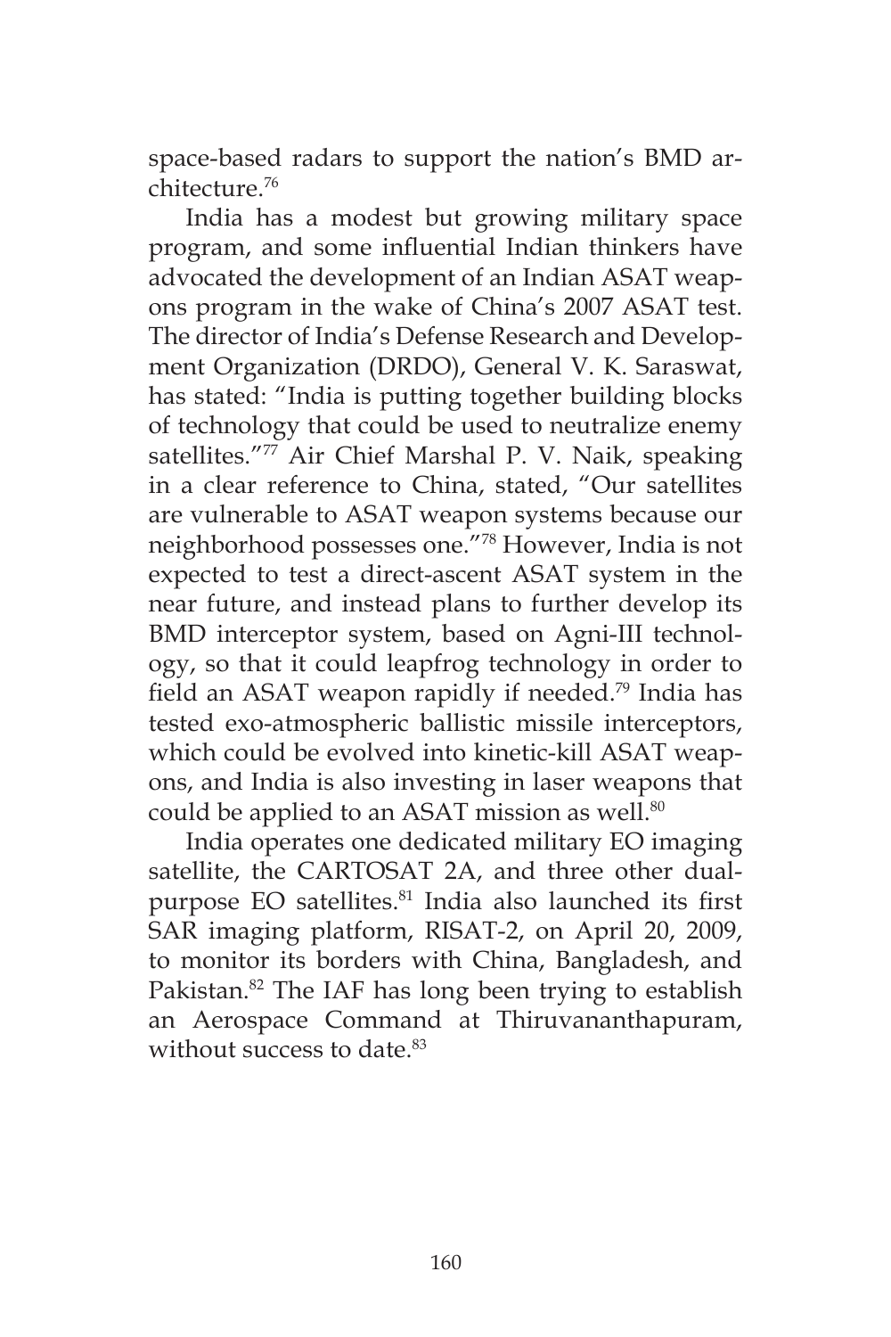space-based radars to support the nation's BMD architecture.[76]

India has a modest but growing military space program, and some influential Indian thinkers have advocated the development of an Indian ASAT weapons program in the wake of China's 2007 ASAT test. The director of India's Defense Research and Development Organization (DRDO), General V. K. Saraswat, has stated: "India is putting together building blocks of technology that could be used to neutralize enemy satellites."[77] Air Chief Marshal P. V. Naik, speaking in a clear reference to China, stated, "Our satellites are vulnerable to ASAT weapon systems because our neighborhood possesses one."[78] However, India is not expected to test a direct-ascent ASAT system in the near future, and instead plans to further develop its BMD interceptor system, based on Agni-III technology, so that it could leapfrog technology in order to field an ASAT weapon rapidly if needed.[79] India has tested exo-atmospheric ballistic missile interceptors, which could be evolved into kinetic-kill ASAT weapons, and India is also investing in laser weapons that could be applied to an ASAT mission as well.[80]

India operates one dedicated military EO imaging satellite, the CARTOSAT 2A, and three other dual-purpose EO satellites.[81] India also launched its first SAR imaging platform, RISAT-2, on April 20, 2009, to monitor its borders with China, Bangladesh, and Pakistan.[82] The IAF has long been trying to establish an Aerospace Command at Thiruvananthapuram, without success to date.[83]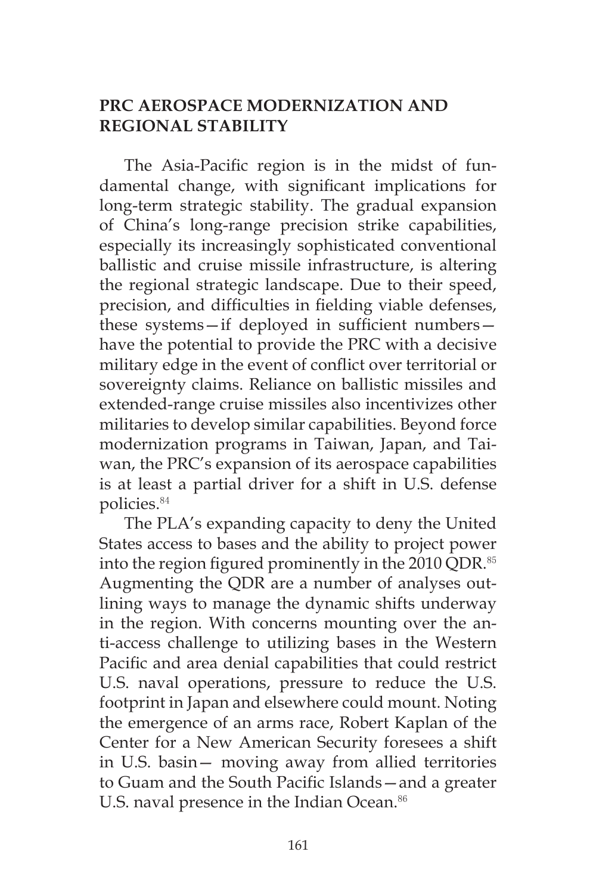## PRC AEROSPACE MODERNIZATION AND REGIONAL STABILITY

The Asia-Pacific region is in the midst of fundamental change, with significant implications for long-term strategic stability. The gradual expansion of China's long-range precision strike capabilities, especially its increasingly sophisticated conventional ballistic and cruise missile infrastructure, is altering the regional strategic landscape. Due to their speed, precision, and difficulties in fielding viable defenses, these systems—if deployed in sufficient numbers—have the potential to provide the PRC with a decisive military edge in the event of conflict over territorial or sovereignty claims. Reliance on ballistic missiles and extended-range cruise missiles also incentivizes other militaries to develop similar capabilities. Beyond force modernization programs in Taiwan, Japan, and Taiwan, the PRC's expansion of its aerospace capabilities is at least a partial driver for a shift in U.S. defense policies.[84]

The PLA's expanding capacity to deny the United States access to bases and the ability to project power into the region figured prominently in the 2010 QDR.[85] Augmenting the QDR are a number of analyses outlining ways to manage the dynamic shifts underway in the region. With concerns mounting over the anti-access challenge to utilizing bases in the Western Pacific and area denial capabilities that could restrict U.S. naval operations, pressure to reduce the U.S. footprint in Japan and elsewhere could mount. Noting the emergence of an arms race, Robert Kaplan of the Center for a New American Security foresees a shift in U.S. basin— moving away from allied territories to Guam and the South Pacific Islands—and a greater U.S. naval presence in the Indian Ocean.[86]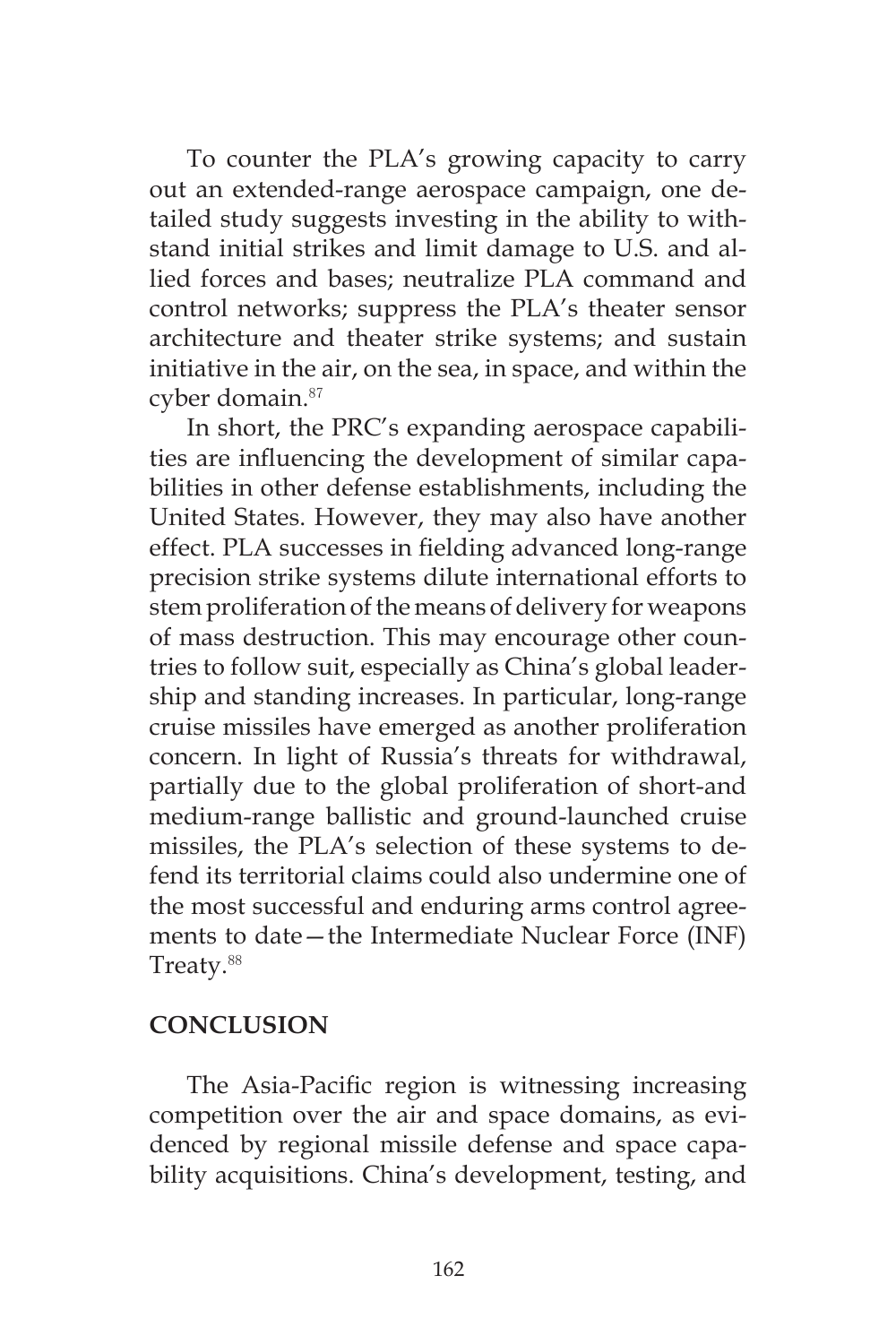To counter the PLA's growing capacity to carry out an extended-range aerospace campaign, one detailed study suggests investing in the ability to withstand initial strikes and limit damage to U.S. and allied forces and bases; neutralize PLA command and control networks; suppress the PLA's theater sensor architecture and theater strike systems; and sustain initiative in the air, on the sea, in space, and within the cyber domain.[87]

In short, the PRC's expanding aerospace capabilities are influencing the development of similar capabilities in other defense establishments, including the United States. However, they may also have another effect. PLA successes in fielding advanced long-range precision strike systems dilute international efforts to stem proliferation of the means of delivery for weapons of mass destruction. This may encourage other countries to follow suit, especially as China's global leadership and standing increases. In particular, long-range cruise missiles have emerged as another proliferation concern. In light of Russia's threats for withdrawal, partially due to the global proliferation of short-and medium-range ballistic and ground-launched cruise missiles, the PLA's selection of these systems to defend its territorial claims could also undermine one of the most successful and enduring arms control agreements to date—the Intermediate Nuclear Force (INF) Treaty.[88]

## CONCLUSION

The Asia-Pacific region is witnessing increasing competition over the air and space domains, as evidenced by regional missile defense and space capability acquisitions. China's development, testing, and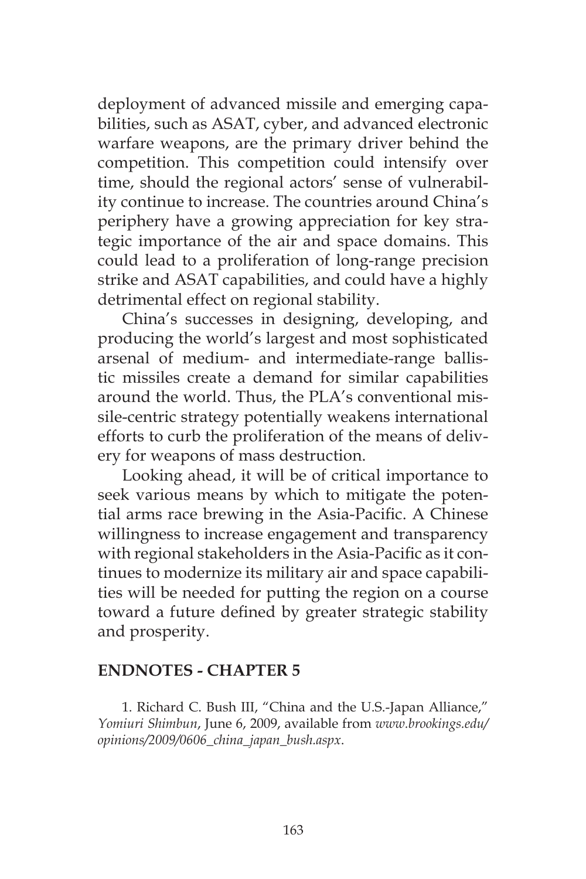deployment of advanced missile and emerging capabilities, such as ASAT, cyber, and advanced electronic warfare weapons, are the primary driver behind the competition. This competition could intensify over time, should the regional actors' sense of vulnerability continue to increase. The countries around China's periphery have a growing appreciation for key strategic importance of the air and space domains. This could lead to a proliferation of long-range precision strike and ASAT capabilities, and could have a highly detrimental effect on regional stability.

China's successes in designing, developing, and producing the world's largest and most sophisticated arsenal of medium- and intermediate-range ballistic missiles create a demand for similar capabilities around the world. Thus, the PLA's conventional missile-centric strategy potentially weakens international efforts to curb the proliferation of the means of delivery for weapons of mass destruction.

Looking ahead, it will be of critical importance to seek various means by which to mitigate the potential arms race brewing in the Asia-Pacific. A Chinese willingness to increase engagement and transparency with regional stakeholders in the Asia-Pacific as it continues to modernize its military air and space capabilities will be needed for putting the region on a course toward a future defined by greater strategic stability and prosperity.

## ENDNOTES - CHAPTER 5

1. Richard C. Bush III, "China and the U.S.-Japan Alliance," *Yomiuri Shimbun*, June 6, 2009, available from *www.brookings.edu/opinions/2009/0606_china_japan_bush.aspx*.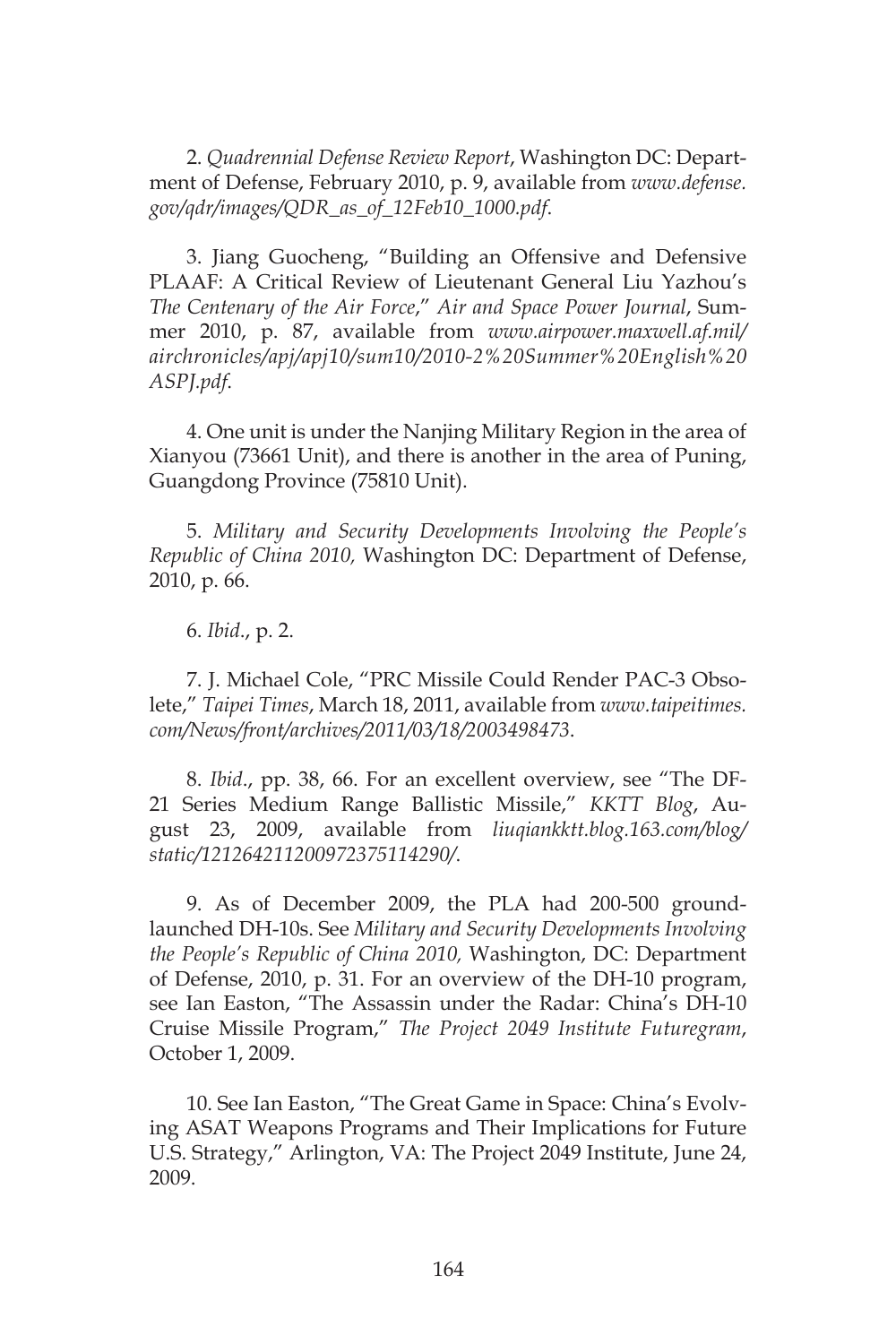2. *Quadrennial Defense Review Report*, Washington DC: Department of Defense, February 2010, p. 9, available from *www.defense.gov/qdr/images/QDR_as_of_12Feb10_1000.pdf*.

3. Jiang Guocheng, "Building an Offensive and Defensive PLAAF: A Critical Review of Lieutenant General Liu Yazhou's *The Centenary of the Air Force*," *Air and Space Power Journal*, Summer 2010, p. 87, available from *www.airpower.maxwell.af.mil/airchronicles/apj/apj10/sum10/2010-2%20Summer%20English%20ASPJ.pdf*.

4. One unit is under the Nanjing Military Region in the area of Xianyou (73661 Unit), and there is another in the area of Puning, Guangdong Province (75810 Unit).

5. *Military and Security Developments Involving the People's Republic of China 2010,* Washington DC: Department of Defense, 2010, p. 66.

6. *Ibid*., p. 2.

7. J. Michael Cole, "PRC Missile Could Render PAC-3 Obsolete," *Taipei Times*, March 18, 2011, available from *www.taipeitimes.com/News/front/archives/2011/03/18/2003498473*.

8. *Ibid*., pp. 38, 66. For an excellent overview, see "The DF-21 Series Medium Range Ballistic Missile," *KKTT Blog*, August 23, 2009, available from *liuqiankktt.blog.163.com/blog/static/121264211200972375114290/*.

9. As of December 2009, the PLA had 200-500 ground-launched DH-10s. See *Military and Security Developments Involving the People's Republic of China 2010,* Washington, DC: Department of Defense, 2010, p. 31. For an overview of the DH-10 program, see Ian Easton, "The Assassin under the Radar: China's DH-10 Cruise Missile Program," *The Project 2049 Institute Futuregram*, October 1, 2009.

10. See Ian Easton, "The Great Game in Space: China's Evolving ASAT Weapons Programs and Their Implications for Future U.S. Strategy," Arlington, VA: The Project 2049 Institute, June 24, 2009.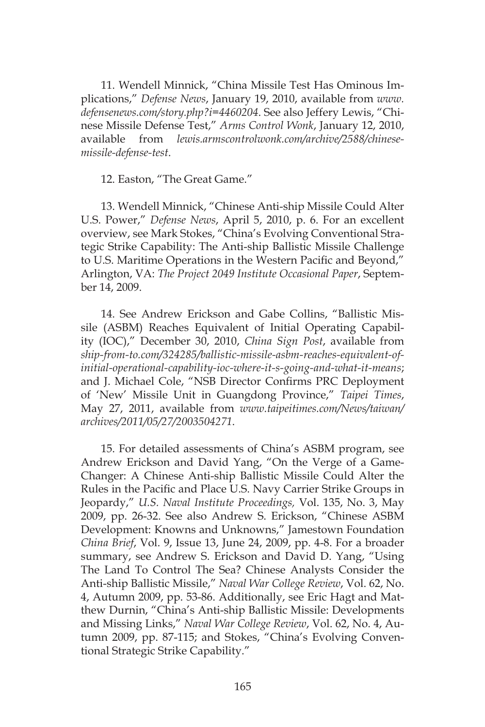11. Wendell Minnick, "China Missile Test Has Ominous Implications," *Defense News*, January 19, 2010, available from *www.defensenews.com/story.php?i=4460204*. See also Jeffery Lewis, "Chinese Missile Defense Test," *Arms Control Wonk*, January 12, 2010, available from *lewis.armscontrolwonk.com/archive/2588/chinese-missile-defense-test*.

12. Easton, "The Great Game."

13. Wendell Minnick, "Chinese Anti-ship Missile Could Alter U.S. Power," *Defense News*, April 5, 2010, p. 6. For an excellent overview, see Mark Stokes, "China's Evolving Conventional Strategic Strike Capability: The Anti-ship Ballistic Missile Challenge to U.S. Maritime Operations in the Western Pacific and Beyond," Arlington, VA: *The Project 2049 Institute Occasional Paper*, September 14, 2009.

14. See Andrew Erickson and Gabe Collins, "Ballistic Missile (ASBM) Reaches Equivalent of Initial Operating Capability (IOC)," December 30, 2010, *China Sign Post*, available from *ship-from-to.com/324285/ballistic-missile-asbm-reaches-equivalent-of-initial-operational-capability-ioc-where-it-s-going-and-what-it-means*; and J. Michael Cole, "NSB Director Confirms PRC Deployment of 'New' Missile Unit in Guangdong Province," *Taipei Times*, May 27, 2011, available from *www.taipeitimes.com/News/taiwan/archives/2011/05/27/2003504271*.

15. For detailed assessments of China's ASBM program, see Andrew Erickson and David Yang, "On the Verge of a Game-Changer: A Chinese Anti-ship Ballistic Missile Could Alter the Rules in the Pacific and Place U.S. Navy Carrier Strike Groups in Jeopardy," *U.S. Naval Institute Proceedings,* Vol. 135, No. 3, May 2009, pp. 26-32. See also Andrew S. Erickson, "Chinese ASBM Development: Knowns and Unknowns," Jamestown Foundation *China Brief*, Vol. 9, Issue 13, June 24, 2009, pp. 4-8. For a broader summary, see Andrew S. Erickson and David D. Yang, "Using The Land To Control The Sea? Chinese Analysts Consider the Anti-ship Ballistic Missile," *Naval War College Review*, Vol. 62, No. 4, Autumn 2009, pp. 53-86. Additionally, see Eric Hagt and Matthew Durnin, "China's Anti-ship Ballistic Missile: Developments and Missing Links," *Naval War College Review*, Vol. 62, No. 4, Autumn 2009, pp. 87-115; and Stokes, "China's Evolving Conventional Strategic Strike Capability."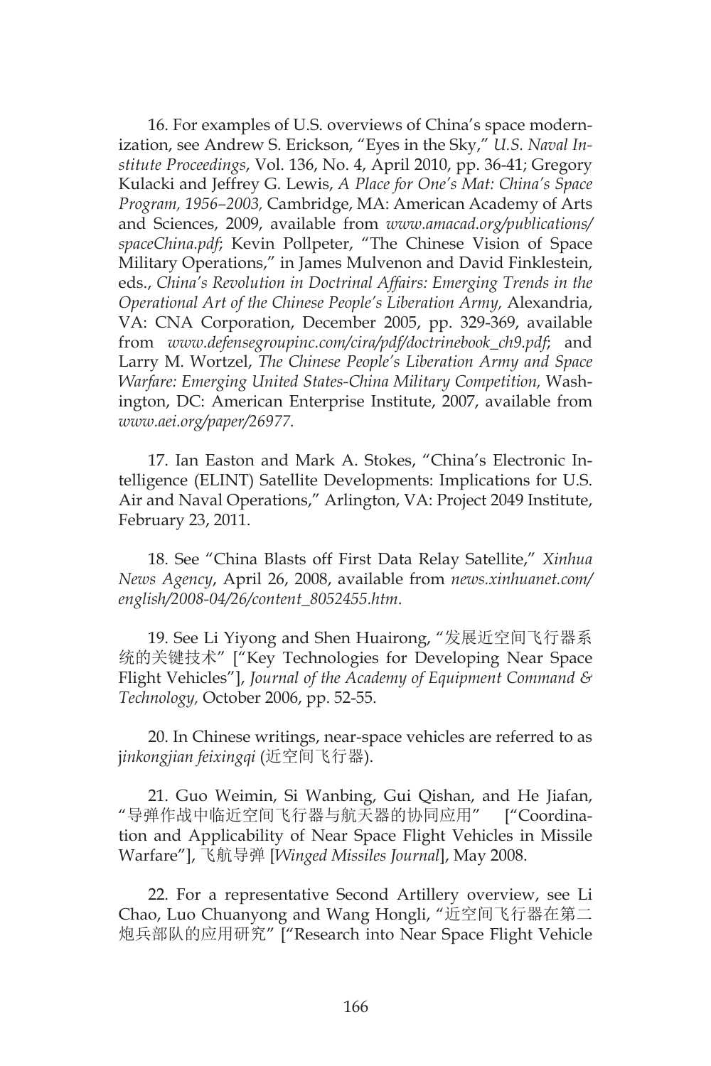16. For examples of U.S. overviews of China's space modernization, see Andrew S. Erickson, "Eyes in the Sky," *U.S. Naval Institute Proceedings*, Vol. 136, No. 4, April 2010, pp. 36-41; Gregory Kulacki and Jeffrey G. Lewis, *A Place for One's Mat: China's Space Program, 1956–2003,* Cambridge, MA: American Academy of Arts and Sciences, 2009, available from *www.amacad.org/publications/spaceChina.pdf*; Kevin Pollpeter, "The Chinese Vision of Space Military Operations," in James Mulvenon and David Finklestein, eds., *China's Revolution in Doctrinal Affairs: Emerging Trends in the Operational Art of the Chinese People's Liberation Army,* Alexandria, VA: CNA Corporation, December 2005, pp. 329-369, available from *www.defensegroupinc.com/cira/pdf/doctrinebook_ch9.pdf*; and Larry M. Wortzel, *The Chinese People's Liberation Army and Space Warfare: Emerging United States-China Military Competition,* Washington, DC: American Enterprise Institute, 2007, available from *www.aei.org/paper/26977*.

17. Ian Easton and Mark A. Stokes, "China's Electronic Intelligence (ELINT) Satellite Developments: Implications for U.S. Air and Naval Operations," Arlington, VA: Project 2049 Institute, February 23, 2011.

18. See "China Blasts off First Data Relay Satellite," *Xinhua News Agency*, April 26, 2008, available from *news.xinhuanet.com/english/2008-04/26/content_8052455.htm*.

19. See Li Yiyong and Shen Huairong, "发展近空间飞行器系统的关键技术" ["Key Technologies for Developing Near Space Flight Vehicles"], *Journal of the Academy of Equipment Command & Technology,* October 2006, pp. 52-55.

20. In Chinese writings, near-space vehicles are referred to as *jinkongjian feixingqi* (近空间飞行器).

21. Guo Weimin, Si Wanbing, Gui Qishan, and He Jiafan, "导弹作战中临近空间飞行器与航天器的协同应用" ["Coordination and Applicability of Near Space Flight Vehicles in Missile Warfare"], 飞航导弹 [*Winged Missiles Journal*], May 2008.

22. For a representative Second Artillery overview, see Li Chao, Luo Chuanyong and Wang Hongli, "近空间飞行器在第二炮兵部队的应用研究" ["Research into Near Space Flight Vehicle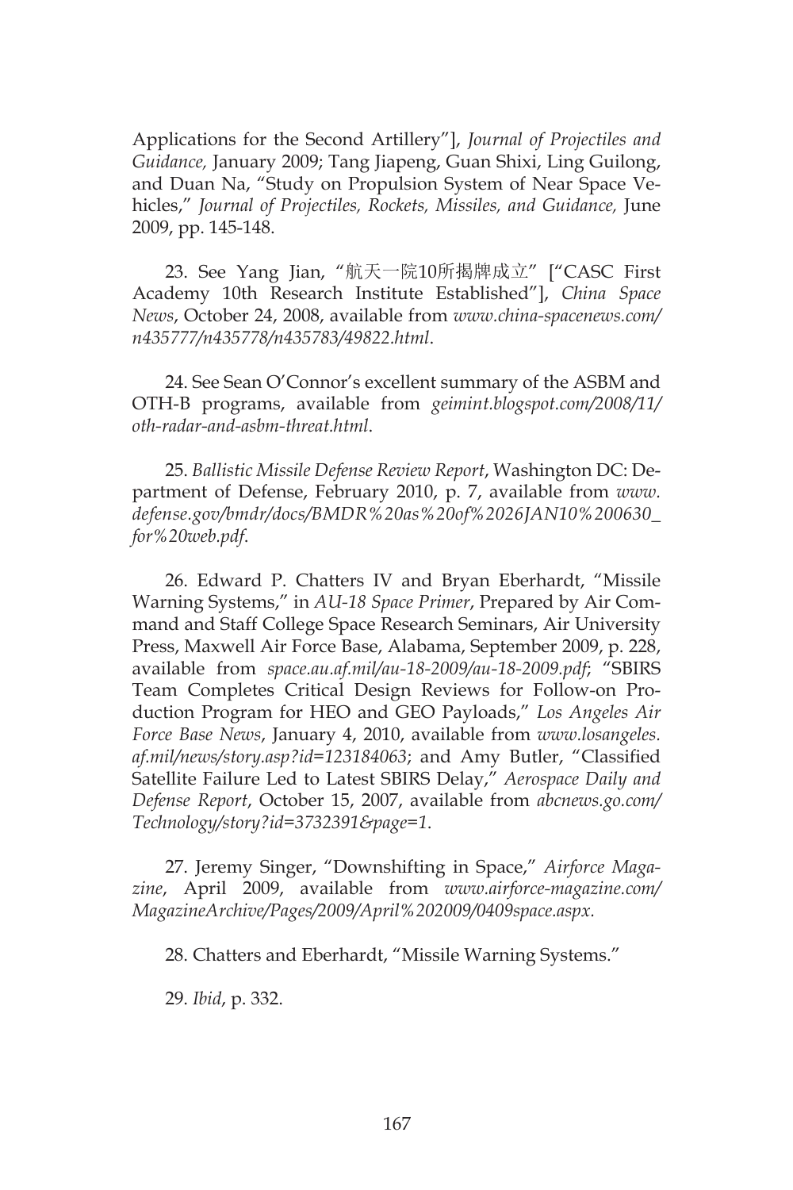Applications for the Second Artillery"], *Journal of Projectiles and Guidance,* January 2009; Tang Jiapeng, Guan Shixi, Ling Guilong, and Duan Na, "Study on Propulsion System of Near Space Vehicles," *Journal of Projectiles, Rockets, Missiles, and Guidance,* June 2009, pp. 145-148.

23. See Yang Jian, "航天一院10所揭牌成立" ["CASC First Academy 10th Research Institute Established"], *China Space News*, October 24, 2008, available from *www.china-spacenews.com/n435777/n435778/n435783/49822.html*.

24. See Sean O'Connor's excellent summary of the ASBM and OTH-B programs, available from *geimint.blogspot.com/2008/11/oth-radar-and-asbm-threat.html*.

25. *Ballistic Missile Defense Review Report*, Washington DC: Department of Defense, February 2010, p. 7, available from *www.defense.gov/bmdr/docs/BMDR%20as%20of%2026JAN10%200630_for%20web.pdf*.

26. Edward P. Chatters IV and Bryan Eberhardt, "Missile Warning Systems," in *AU-18 Space Primer*, Prepared by Air Command and Staff College Space Research Seminars, Air University Press, Maxwell Air Force Base, Alabama, September 2009, p. 228, available from *space.au.af.mil/au-18-2009/au-18-2009.pdf*; "SBIRS Team Completes Critical Design Reviews for Follow-on Production Program for HEO and GEO Payloads," *Los Angeles Air Force Base News*, January 4, 2010, available from *www.losangeles.af.mil/news/story.asp?id=123184063*; and Amy Butler, "Classified Satellite Failure Led to Latest SBIRS Delay," *Aerospace Daily and Defense Report*, October 15, 2007, available from *abcnews.go.com/Technology/story?id=3732391&page=1*.

27. Jeremy Singer, "Downshifting in Space," *Airforce Magazine*, April 2009, available from *www.airforce-magazine.com/MagazineArchive/Pages/2009/April%202009/0409space.aspx*.

28. Chatters and Eberhardt, "Missile Warning Systems."

29. *Ibid*, p. 332.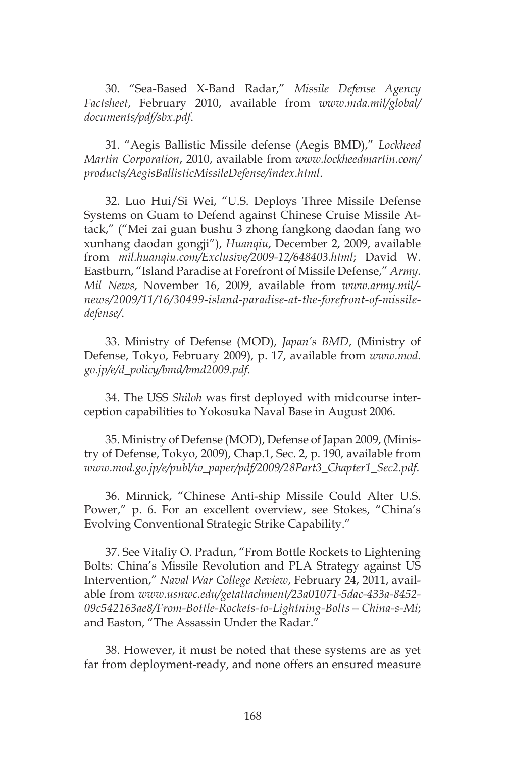30. "Sea-Based X-Band Radar," *Missile Defense Agency Factsheet*, February 2010, available from *www.mda.mil/global/documents/pdf/sbx.pdf*.

31. "Aegis Ballistic Missile defense (Aegis BMD)," *Lockheed Martin Corporation*, 2010, available from *www.lockheedmartin.com/products/AegisBallisticMissileDefense/index.html*.

32. Luo Hui/Si Wei, "U.S. Deploys Three Missile Defense Systems on Guam to Defend against Chinese Cruise Missile Attack," ("Mei zai guan bushu 3 zhong fangkong daodan fang wo xunhang daodan gongji"), *Huanqiu*, December 2, 2009, available from *mil.huanqiu.com/Exclusive/2009-12/648403.html*; David W. Eastburn, "Island Paradise at Forefront of Missile Defense," *Army. Mil News*, November 16, 2009, available from *www.army.mil/-news/2009/11/16/30499-island-paradise-at-the-forefront-of-missile-defense/*.

33. Ministry of Defense (MOD), *Japan's BMD*, (Ministry of Defense, Tokyo, February 2009), p. 17, available from *www.mod.go.jp/e/d_policy/bmd/bmd2009.pdf*.

34. The USS *Shiloh* was first deployed with midcourse interception capabilities to Yokosuka Naval Base in August 2006.

35. Ministry of Defense (MOD), Defense of Japan 2009, (Ministry of Defense, Tokyo, 2009), Chap.1, Sec. 2, p. 190, available from *www.mod.go.jp/e/publ/w_paper/pdf/2009/28Part3_Chapter1_Sec2.pdf*.

36. Minnick, "Chinese Anti-ship Missile Could Alter U.S. Power," p. 6. For an excellent overview, see Stokes, "China's Evolving Conventional Strategic Strike Capability."

37. See Vitaliy O. Pradun, "From Bottle Rockets to Lightening Bolts: China's Missile Revolution and PLA Strategy against US Intervention," *Naval War College Review*, February 24, 2011, available from *www.usnwc.edu/getattachment/23a01071-5dac-433a-8452-09c542163ae8/From-Bottle-Rockets-to-Lightning-Bolts—China-s-Mi*; and Easton, "The Assassin Under the Radar."

38. However, it must be noted that these systems are as yet far from deployment-ready, and none offers an ensured measure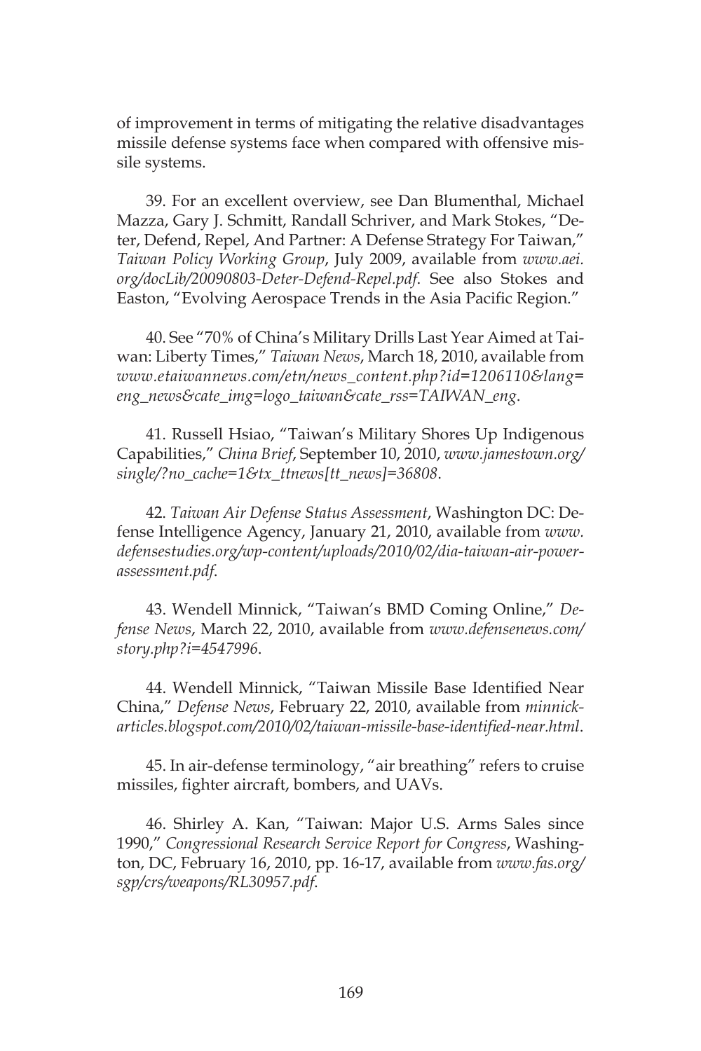of improvement in terms of mitigating the relative disadvantages missile defense systems face when compared with offensive missile systems.

39. For an excellent overview, see Dan Blumenthal, Michael Mazza, Gary J. Schmitt, Randall Schriver, and Mark Stokes, "Deter, Defend, Repel, And Partner: A Defense Strategy For Taiwan," *Taiwan Policy Working Group*, July 2009, available from *www.aei.org/docLib/20090803-Deter-Defend-Repel.pdf*. See also Stokes and Easton, "Evolving Aerospace Trends in the Asia Pacific Region."

40. See "70% of China's Military Drills Last Year Aimed at Taiwan: Liberty Times," *Taiwan News*, March 18, 2010, available from *www.etaiwannews.com/etn/news_content.php?id=1206110&lang=eng_news&cate_img=logo_taiwan&cate_rss=TAIWAN_eng*.

41. Russell Hsiao, "Taiwan's Military Shores Up Indigenous Capabilities," *China Brief*, September 10, 2010, *www.jamestown.org/single/?no_cache=1&tx_ttnews[tt_news]=36808*.

42. *Taiwan Air Defense Status Assessment*, Washington DC: Defense Intelligence Agency, January 21, 2010, available from *www.defensestudies.org/wp-content/uploads/2010/02/dia-taiwan-air-power-assessment.pdf*.

43. Wendell Minnick, "Taiwan's BMD Coming Online," *Defense News*, March 22, 2010, available from *www.defensenews.com/story.php?i=4547996*.

44. Wendell Minnick, "Taiwan Missile Base Identified Near China," *Defense News*, February 22, 2010, available from *minnick-articles.blogspot.com/2010/02/taiwan-missile-base-identified-near.html*.

45. In air-defense terminology, "air breathing" refers to cruise missiles, fighter aircraft, bombers, and UAVs.

46. Shirley A. Kan, "Taiwan: Major U.S. Arms Sales since 1990," *Congressional Research Service Report for Congress*, Washington, DC, February 16, 2010, pp. 16-17, available from *www.fas.org/sgp/crs/weapons/RL30957.pdf*.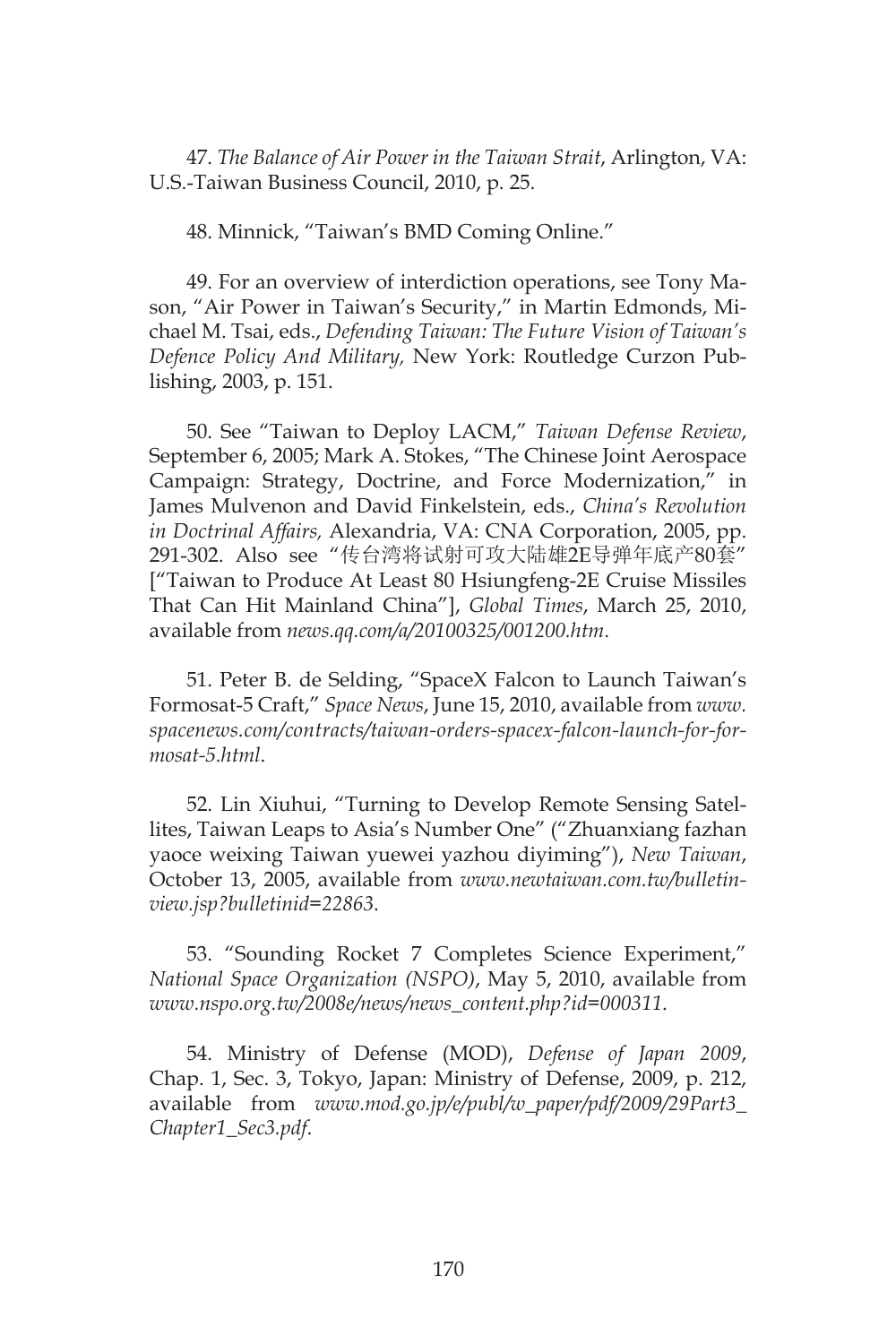47. *The Balance of Air Power in the Taiwan Strait*, Arlington, VA: U.S.-Taiwan Business Council, 2010, p. 25.

48. Minnick, "Taiwan's BMD Coming Online."

49. For an overview of interdiction operations, see Tony Mason, "Air Power in Taiwan's Security," in Martin Edmonds, Michael M. Tsai, eds., *Defending Taiwan: The Future Vision of Taiwan's Defence Policy And Military,* New York: Routledge Curzon Publishing, 2003, p. 151.

50. See "Taiwan to Deploy LACM," *Taiwan Defense Review*, September 6, 2005; Mark A. Stokes, "The Chinese Joint Aerospace Campaign: Strategy, Doctrine, and Force Modernization," in James Mulvenon and David Finkelstein, eds., *China's Revolution in Doctrinal Affairs,* Alexandria, VA: CNA Corporation, 2005, pp. 291-302. Also see "传台湾将试射可攻大陆雄2E导弹年底产80套" ["Taiwan to Produce At Least 80 Hsiungfeng-2E Cruise Missiles That Can Hit Mainland China"], *Global Times*, March 25, 2010, available from *news.qq.com/a/20100325/001200.htm*.

51. Peter B. de Selding, "SpaceX Falcon to Launch Taiwan's Formosat-5 Craft," *Space News*, June 15, 2010, available from *www.spacenews.com/contracts/taiwan-orders-spacex-falcon-launch-for-formosat-5.html*.

52. Lin Xiuhui, "Turning to Develop Remote Sensing Satellites, Taiwan Leaps to Asia's Number One" ("Zhuanxiang fazhan yaoce weixing Taiwan yuewei yazhou diyiming"), *New Taiwan*, October 13, 2005, available from *www.newtaiwan.com.tw/bulletinview.jsp?bulletinid=22863*.

53. "Sounding Rocket 7 Completes Science Experiment," *National Space Organization (NSPO)*, May 5, 2010, available from *www.nspo.org.tw/2008e/news/news_content.php?id=000311*.

54. Ministry of Defense (MOD), *Defense of Japan 2009*, Chap. 1, Sec. 3, Tokyo, Japan: Ministry of Defense, 2009, p. 212, available from *www.mod.go.jp/e/publ/w_paper/pdf/2009/29Part3_Chapter1_Sec3.pdf*.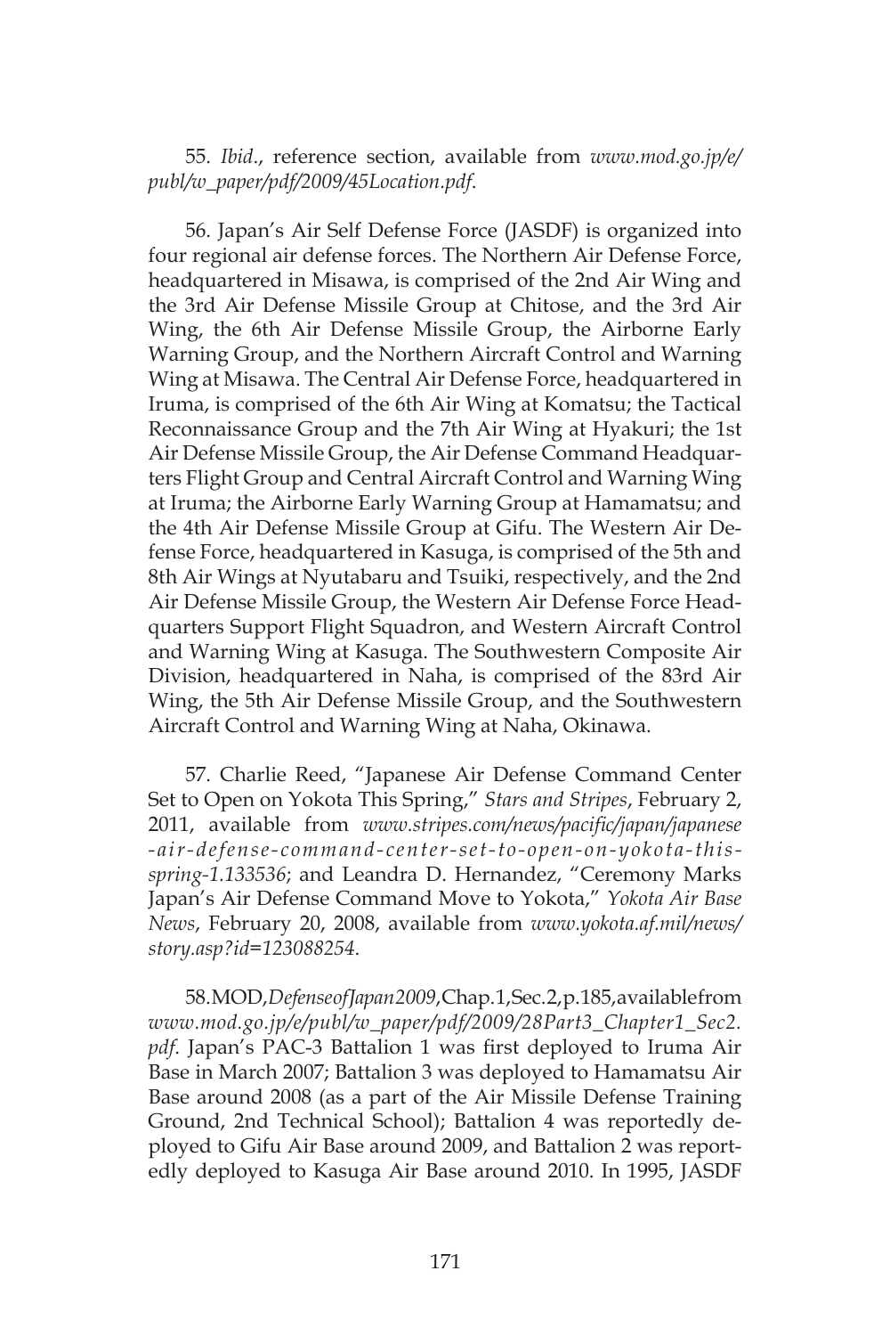55. *Ibid*., reference section, available from *www.mod.go.jp/e/publ/w_paper/pdf/2009/45Location.pdf*.

56. Japan's Air Self Defense Force (JASDF) is organized into four regional air defense forces. The Northern Air Defense Force, headquartered in Misawa, is comprised of the 2nd Air Wing and the 3rd Air Defense Missile Group at Chitose, and the 3rd Air Wing, the 6th Air Defense Missile Group, the Airborne Early Warning Group, and the Northern Aircraft Control and Warning Wing at Misawa. The Central Air Defense Force, headquartered in Iruma, is comprised of the 6th Air Wing at Komatsu; the Tactical Reconnaissance Group and the 7th Air Wing at Hyakuri; the 1st Air Defense Missile Group, the Air Defense Command Headquarters Flight Group and Central Aircraft Control and Warning Wing at Iruma; the Airborne Early Warning Group at Hamamatsu; and the 4th Air Defense Missile Group at Gifu. The Western Air Defense Force, headquartered in Kasuga, is comprised of the 5th and 8th Air Wings at Nyutabaru and Tsuiki, respectively, and the 2nd Air Defense Missile Group, the Western Air Defense Force Headquarters Support Flight Squadron, and Western Aircraft Control and Warning Wing at Kasuga. The Southwestern Composite Air Division, headquartered in Naha, is comprised of the 83rd Air Wing, the 5th Air Defense Missile Group, and the Southwestern Aircraft Control and Warning Wing at Naha, Okinawa.

57. Charlie Reed, "Japanese Air Defense Command Center Set to Open on Yokota This Spring," *Stars and Stripes*, February 2, 2011, available from *www.stripes.com/news/pacific/japan/japanese-air-defense-command-center-set-to-open-on-yokota-this-spring-1.133536*; and Leandra D. Hernandez, "Ceremony Marks Japan's Air Defense Command Move to Yokota," *Yokota Air Base News*, February 20, 2008, available from *www.yokota.af.mil/news/story.asp?id=123088254*.

58. MOD, *Defense of Japan 2009*, Chap. 1, Sec. 2, p. 185, available from *www.mod.go.jp/e/publ/w_paper/pdf/2009/28Part3_Chapter1_Sec2.pdf*. Japan's PAC-3 Battalion 1 was first deployed to Iruma Air Base in March 2007; Battalion 3 was deployed to Hamamatsu Air Base around 2008 (as a part of the Air Missile Defense Training Ground, 2nd Technical School); Battalion 4 was reportedly deployed to Gifu Air Base around 2009, and Battalion 2 was reportedly deployed to Kasuga Air Base around 2010. In 1995, JASDF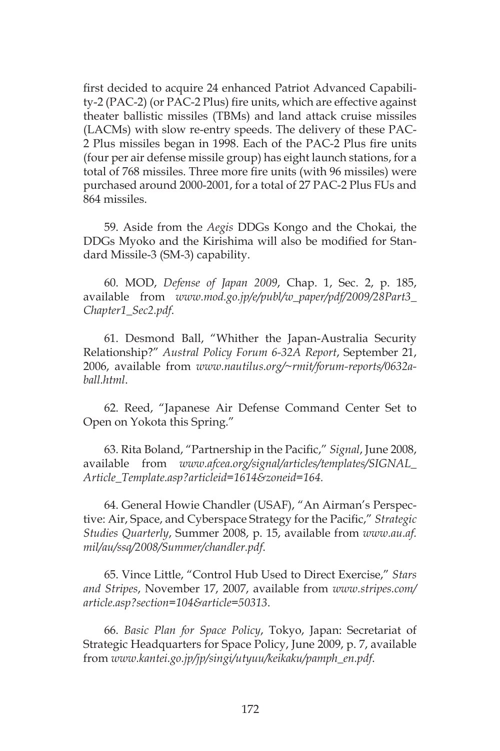first decided to acquire 24 enhanced Patriot Advanced Capability-2 (PAC-2) (or PAC-2 Plus) fire units, which are effective against theater ballistic missiles (TBMs) and land attack cruise missiles (LACMs) with slow re-entry speeds. The delivery of these PAC-2 Plus missiles began in 1998. Each of the PAC-2 Plus fire units (four per air defense missile group) has eight launch stations, for a total of 768 missiles. Three more fire units (with 96 missiles) were purchased around 2000-2001, for a total of 27 PAC-2 Plus FUs and 864 missiles.

59. Aside from the *Aegis* DDGs Kongo and the Chokai, the DDGs Myoko and the Kirishima will also be modified for Standard Missile-3 (SM-3) capability.

60. MOD, *Defense of Japan 2009*, Chap. 1, Sec. 2, p. 185, available from *www.mod.go.jp/e/publ/w_paper/pdf/2009/28Part3_Chapter1_Sec2.pdf*.

61. Desmond Ball, "Whither the Japan-Australia Security Relationship?" *Austral Policy Forum 6-32A Report*, September 21, 2006, available from *www.nautilus.org/~rmit/forum-reports/0632a-ball.html*.

62. Reed, "Japanese Air Defense Command Center Set to Open on Yokota this Spring."

63. Rita Boland, "Partnership in the Pacific," *Signal*, June 2008, available from *www.afcea.org/signal/articles/templates/SIGNAL_Article_Template.asp?articleid=1614&zoneid=164.*

64. General Howie Chandler (USAF), "An Airman's Perspective: Air, Space, and Cyberspace Strategy for the Pacific," *Strategic Studies Quarterly*, Summer 2008, p. 15, available from *www.au.af.mil/au/ssq/2008/Summer/chandler.pdf*.

65. Vince Little, "Control Hub Used to Direct Exercise," *Stars and Stripes*, November 17, 2007, available from *www.stripes.com/article.asp?section=104&article=50313*.

66. *Basic Plan for Space Policy*, Tokyo, Japan: Secretariat of Strategic Headquarters for Space Policy, June 2009, p. 7, available from *www.kantei.go.jp/jp/singi/utyuu/keikaku/pamph_en.pdf*.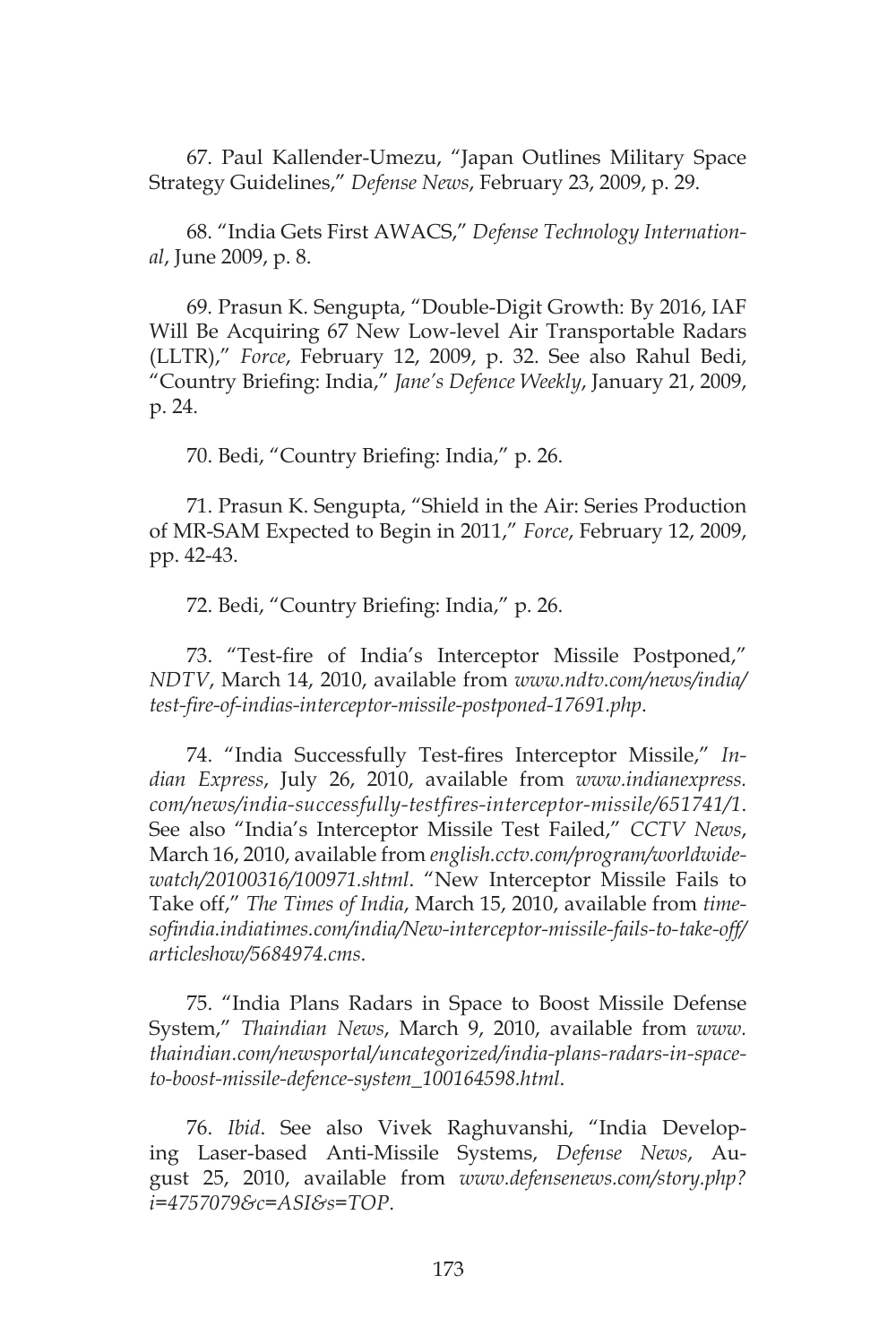67. Paul Kallender-Umezu, "Japan Outlines Military Space Strategy Guidelines," *Defense News*, February 23, 2009, p. 29.

68. "India Gets First AWACS," *Defense Technology International*, June 2009, p. 8.

69. Prasun K. Sengupta, "Double-Digit Growth: By 2016, IAF Will Be Acquiring 67 New Low-level Air Transportable Radars (LLTR)," *Force*, February 12, 2009, p. 32. See also Rahul Bedi, "Country Briefing: India," *Jane's Defence Weekly*, January 21, 2009, p. 24.

70. Bedi, "Country Briefing: India," p. 26.

71. Prasun K. Sengupta, "Shield in the Air: Series Production of MR-SAM Expected to Begin in 2011," *Force*, February 12, 2009, pp. 42-43.

72. Bedi, "Country Briefing: India," p. 26.

73. "Test-fire of India's Interceptor Missile Postponed," *NDTV*, March 14, 2010, available from *www.ndtv.com/news/india/test-fire-of-indias-interceptor-missile-postponed-17691.php*.

74. "India Successfully Test-fires Interceptor Missile," *Indian Express*, July 26, 2010, available from *www.indianexpress.com/news/india-successfully-testfires-interceptor-missile/651741/1*. See also "India's Interceptor Missile Test Failed," *CCTV News*, March 16, 2010, available from *english.cctv.com/program/worldwidewatch/20100316/100971.shtml*. "New Interceptor Missile Fails to Take off," *The Times of India*, March 15, 2010, available from *timesofindia.indiatimes.com/india/New-interceptor-missile-fails-to-take-off/articleshow/5684974.cms*.

75. "India Plans Radars in Space to Boost Missile Defense System," *Thaindian News*, March 9, 2010, available from *www.thaindian.com/newsportal/uncategorized/india-plans-radars-in-space-to-boost-missile-defence-system_100164598.html*.

76. *Ibid*. See also Vivek Raghuvanshi, "India Developing Laser-based Anti-Missile Systems, *Defense News*, August 25, 2010, available from *www.defensenews.com/story.php?i=4757079&c=ASI&s=TOP*.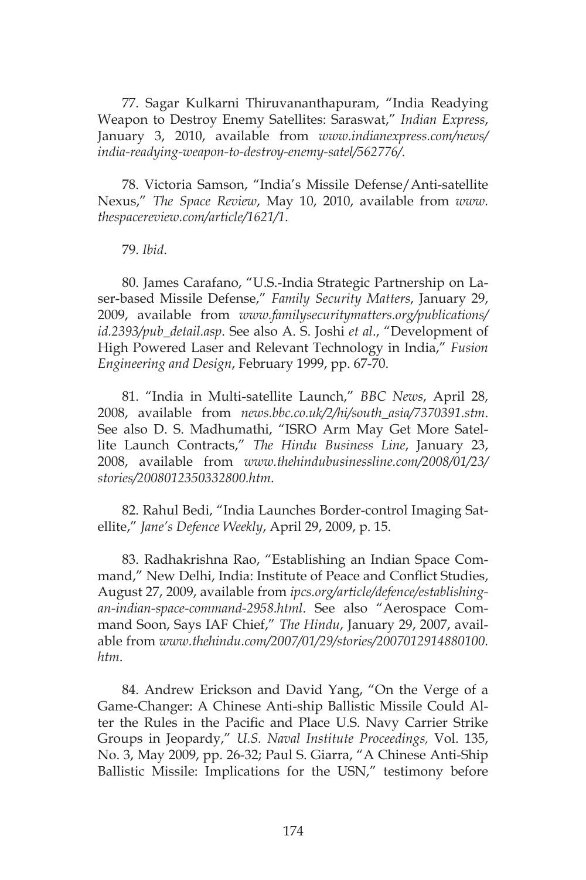77. Sagar Kulkarni Thiruvananthapuram, "India Readying Weapon to Destroy Enemy Satellites: Saraswat," *Indian Express*, January 3, 2010, available from *www.indianexpress.com/news/india-readying-weapon-to-destroy-enemy-satel/562776/*.

78. Victoria Samson, "India's Missile Defense/Anti-satellite Nexus," *The Space Review*, May 10, 2010, available from *www.thespacereview.com/article/1621/1*.

79. *Ibid*.

80. James Carafano, "U.S.-India Strategic Partnership on Laser-based Missile Defense," *Family Security Matters*, January 29, 2009, available from *www.familysecuritymatters.org/publications/id.2393/pub_detail.asp*. See also A. S. Joshi *et al*., "Development of High Powered Laser and Relevant Technology in India," *Fusion Engineering and Design*, February 1999, pp. 67-70.

81. "India in Multi-satellite Launch," *BBC News*, April 28, 2008, available from *news.bbc.co.uk/2/hi/south_asia/7370391.stm*. See also D. S. Madhumathi, "ISRO Arm May Get More Satellite Launch Contracts," *The Hindu Business Line*, January 23, 2008, available from *www.thehindubusinessline.com/2008/01/23/stories/2008012350332800.htm*.

82. Rahul Bedi, "India Launches Border-control Imaging Satellite," *Jane's Defence Weekly*, April 29, 2009, p. 15.

83. Radhakrishna Rao, "Establishing an Indian Space Command," New Delhi, India: Institute of Peace and Conflict Studies, August 27, 2009, available from *ipcs.org/article/defence/establishing-an-indian-space-command-2958.html*. See also "Aerospace Command Soon, Says IAF Chief," *The Hindu*, January 29, 2007, available from *www.thehindu.com/2007/01/29/stories/2007012914880100.htm*.

84. Andrew Erickson and David Yang, "On the Verge of a Game-Changer: A Chinese Anti-ship Ballistic Missile Could Alter the Rules in the Pacific and Place U.S. Navy Carrier Strike Groups in Jeopardy," *U.S. Naval Institute Proceedings,* Vol. 135, No. 3, May 2009, pp. 26-32; Paul S. Giarra, "A Chinese Anti-Ship Ballistic Missile: Implications for the USN," testimony before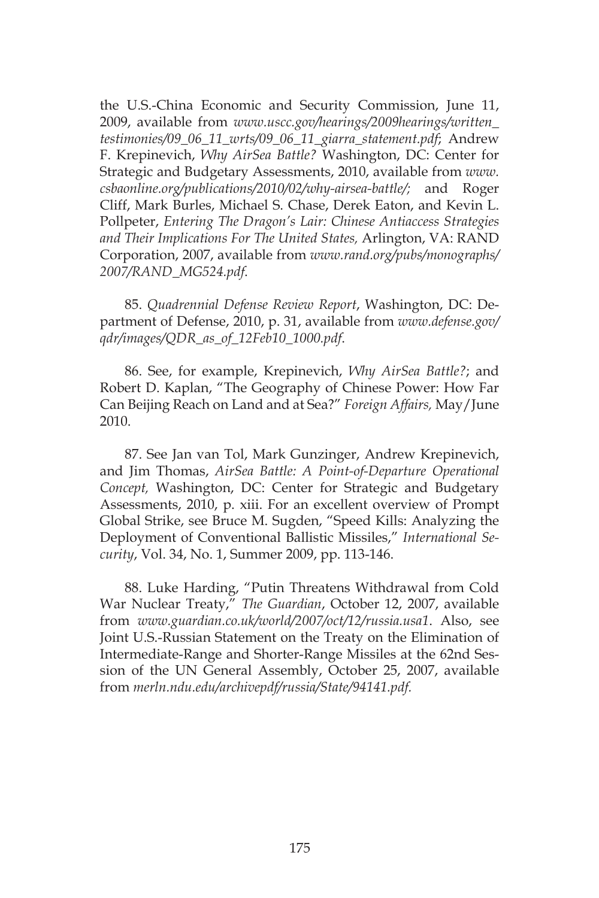the U.S.-China Economic and Security Commission, June 11, 2009, available from *www.uscc.gov/hearings/2009hearings/written_testimonies/09_06_11_wrts/09_06_11_giarra_statement.pdf*; Andrew F. Krepinevich, *Why AirSea Battle?* Washington, DC: Center for Strategic and Budgetary Assessments, 2010, available from *www.csbaonline.org/publications/2010/02/why-airsea-battle/;* and Roger Cliff, Mark Burles, Michael S. Chase, Derek Eaton, and Kevin L. Pollpeter, *Entering The Dragon's Lair: Chinese Antiaccess Strategies and Their Implications For The United States,* Arlington, VA: RAND Corporation, 2007, available from *www.rand.org/pubs/monographs/2007/RAND_MG524.pdf*.

85. *Quadrennial Defense Review Report*, Washington, DC: Department of Defense, 2010, p. 31, available from *www.defense.gov/qdr/images/QDR_as_of_12Feb10_1000.pdf*.

86. See, for example, Krepinevich, *Why AirSea Battle?*; and Robert D. Kaplan, "The Geography of Chinese Power: How Far Can Beijing Reach on Land and at Sea?" *Foreign Affairs,* May/June 2010.

87. See Jan van Tol, Mark Gunzinger, Andrew Krepinevich, and Jim Thomas, *AirSea Battle: A Point-of-Departure Operational Concept,* Washington, DC: Center for Strategic and Budgetary Assessments, 2010, p. xiii. For an excellent overview of Prompt Global Strike, see Bruce M. Sugden, "Speed Kills: Analyzing the Deployment of Conventional Ballistic Missiles," *International Security*, Vol. 34, No. 1, Summer 2009, pp. 113-146.

88. Luke Harding, "Putin Threatens Withdrawal from Cold War Nuclear Treaty," *The Guardian*, October 12, 2007, available from *www.guardian.co.uk/world/2007/oct/12/russia.usa1*. Also, see Joint U.S.-Russian Statement on the Treaty on the Elimination of Intermediate-Range and Shorter-Range Missiles at the 62nd Session of the UN General Assembly, October 25, 2007, available from *merln.ndu.edu/archivepdf/russia/State/94141.pdf*.